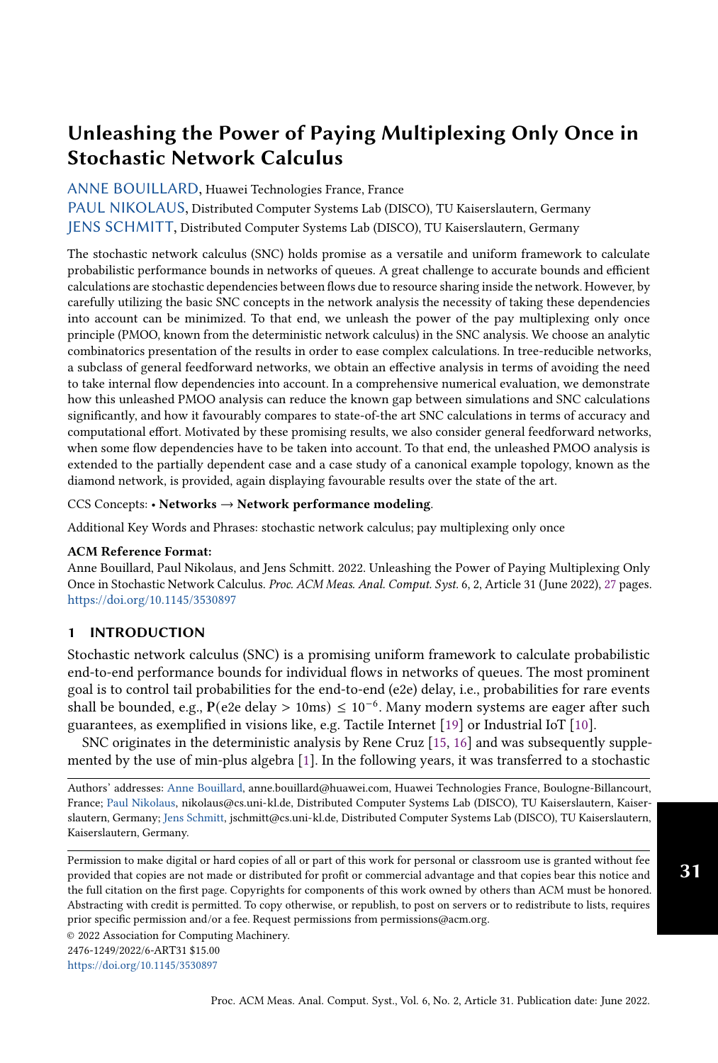# Unleashing the Power of Paying Multiplexing Only Once in Stochastic Network Calculus

ANNE BOUILLARD, Huawei Technologies France, France

PAUL NIKOLAUS, Distributed Computer Systems Lab (DISCO), TU Kaiserslautern, Germany

JENS SCHMITT, Distributed Computer Systems Lab (DISCO), TU Kaiserslautern, Germany

The stochastic network calculus (SNC) holds promise as a versatile and uniform framework to calculate probabilistic performance bounds in networks of queues. A great challenge to accurate bounds and efficient calculations are stochastic dependencies between flows due to resource sharing inside the network. However, by carefully utilizing the basic SNC concepts in the network analysis the necessity of taking these dependencies into account can be minimized. To that end, we unleash the power of the pay multiplexing only once principle (PMOO, known from the deterministic network calculus) in the SNC analysis. We choose an analytic combinatorics presentation of the results in order to ease complex calculations. In tree-reducible networks, a subclass of general feedforward networks, we obtain an effective analysis in terms of avoiding the need to take internal flow dependencies into account. In a comprehensive numerical evaluation, we demonstrate how this unleashed PMOO analysis can reduce the known gap between simulations and SNC calculations significantly, and how it favourably compares to state-of-the art SNC calculations in terms of accuracy and computational effort. Motivated by these promising results, we also consider general feedforward networks, when some flow dependencies have to be taken into account. To that end, the unleashed PMOO analysis is extended to the partially dependent case and a case study of a canonical example topology, known as the diamond network, is provided, again displaying favourable results over the state of the art.

CCS Concepts: • **Networks** → **Network performance modeling**.

Additional Key Words and Phrases: stochastic network calculus; pay multiplexing only once

**ACM Reference Format:**

Anne Bouillard, Paul Nikolaus, and Jens Schmitt. 2022. Unleashing the Power of Paying Multiplexing Only Once in Stochastic Network Calculus. *Proc. ACM Meas. Anal. Comput. Syst.* 6, 2, Article 31 (June 2022), 27 pages. https://doi.org/10.1145/3530897

## 1 INTRODUCTION

Stochastic network calculus (SNC) is a promising uniform framework to calculate probabilistic end-to-end performance bounds for individual flows in networks of queues. The most prominent goal is to control tail probabilities for the end-to-end (e2e) delay, i.e., probabilities for rare events shall be bounded, e.g., $\mathbf{P}(\text{e2e delay} > 10\text{ms}) \leq 10^{-6}$. Many modern systems are eager after such guarantees, as exemplified in visions like, e.g. Tactile Internet [19] or Industrial IoT [10].

SNC originates in the deterministic analysis by Rene Cruz [15, 16] and was subsequently supplemented by the use of min-plus algebra [1]. In the following years, it was transferred to a stochastic

Authors' addresses: Anne Bouillard, anne.bouillard@huawei.com, Huawei Technologies France, Boulogne-Billancourt, France; Paul Nikolaus, nikolaus@cs.uni-kl.de, Distributed Computer Systems Lab (DISCO), TU Kaiserslautern, Kaiserslautern, Germany; Jens Schmitt, jschmitt@cs.uni-kl.de, Distributed Computer Systems Lab (DISCO), TU Kaiserslautern, Kaiserslautern, Germany.

Permission to make digital or hard copies of all or part of this work for personal or classroom use is granted without fee provided that copies are not made or distributed for profit or commercial advantage and that copies bear this notice and the full citation on the first page. Copyrights for components of this work owned by others than ACM must be honored. Abstracting with credit is permitted. To copy otherwise, or republish, to post on servers or to redistribute to lists, requires prior specific permission and/or a fee. Request permissions from permissions@acm.org.

© 2022 Association for Computing Machinery.
2476-1249/2022/6-ART31 $15.00
https://doi.org/10.1145/3530897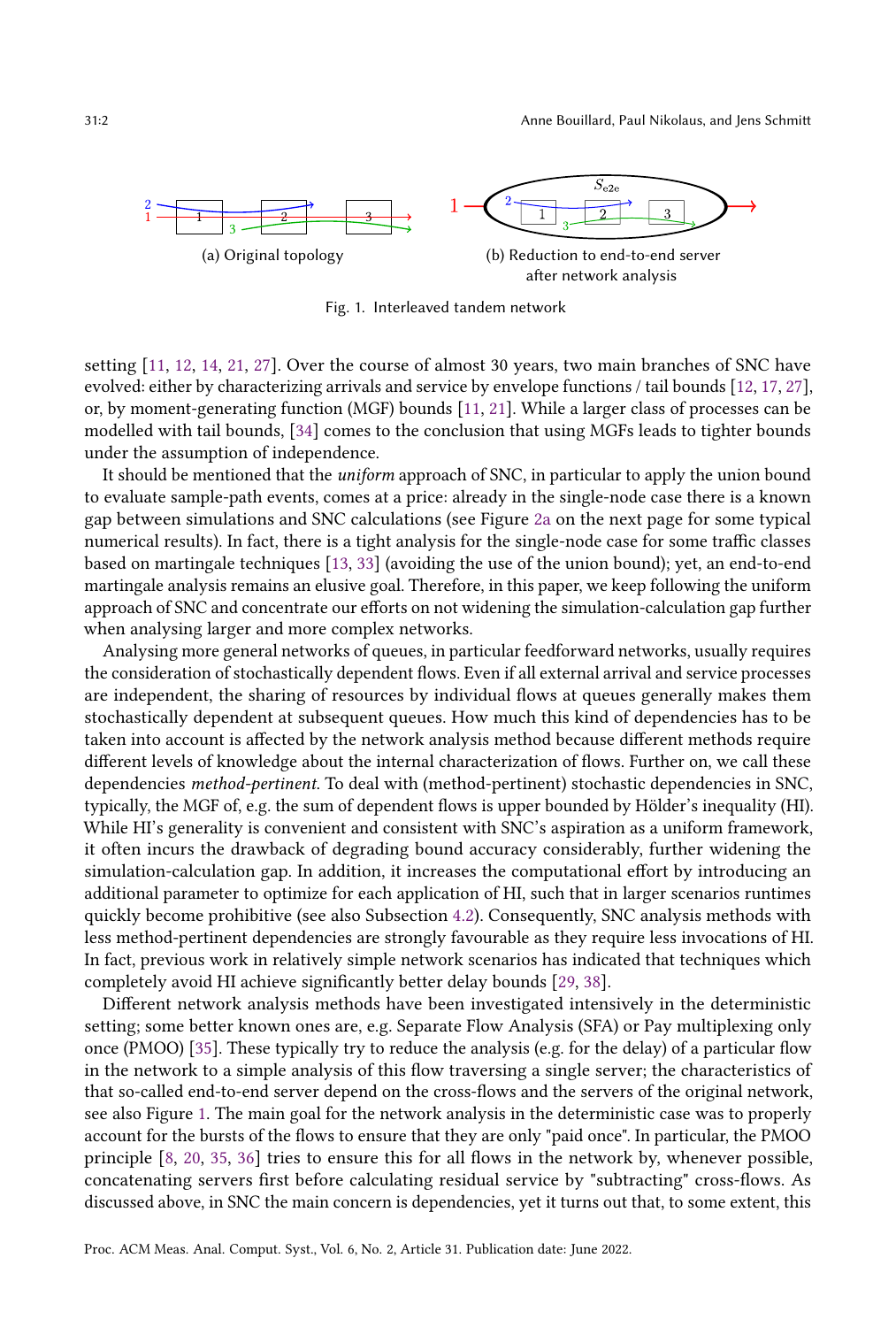(a) Original topology

(b) Reduction to end-to-end server after network analysis

Fig. 1. Interleaved tandem network

setting [11, 12, 14, 21, 27]. Over the course of almost 30 years, two main branches of SNC have evolved: either by characterizing arrivals and service by envelope functions / tail bounds [12, 17, 27], or, by moment-generating function (MGF) bounds [11, 21]. While a larger class of processes can be modelled with tail bounds, [34] comes to the conclusion that using MGFs leads to tighter bounds under the assumption of independence.

It should be mentioned that the *uniform* approach of SNC, in particular to apply the union bound to evaluate sample-path events, comes at a price: already in the single-node case there is a known gap between simulations and SNC calculations (see Figure 2a on the next page for some typical numerical results). In fact, there is a tight analysis for the single-node case for some traffic classes based on martingale techniques [13, 33] (avoiding the use of the union bound); yet, an end-to-end martingale analysis remains an elusive goal. Therefore, in this paper, we keep following the uniform approach of SNC and concentrate our efforts on not widening the simulation-calculation gap further when analysing larger and more complex networks.

Analysing more general networks of queues, in particular feedforward networks, usually requires the consideration of stochastically dependent flows. Even if all external arrival and service processes are independent, the sharing of resources by individual flows at queues generally makes them stochastically dependent at subsequent queues. How much this kind of dependencies has to be taken into account is affected by the network analysis method because different methods require different levels of knowledge about the internal characterization of flows. Further on, we call these dependencies *method-pertinent*. To deal with (method-pertinent) stochastic dependencies in SNC, typically, the MGF of, e.g. the sum of dependent flows is upper bounded by Hölder's inequality (HI). While HI's generality is convenient and consistent with SNC's aspiration as a uniform framework, it often incurs the drawback of degrading bound accuracy considerably, further widening the simulation-calculation gap. In addition, it increases the computational effort by introducing an additional parameter to optimize for each application of HI, such that in larger scenarios runtimes quickly become prohibitive (see also Subsection 4.2). Consequently, SNC analysis methods with less method-pertinent dependencies are strongly favourable as they require less invocations of HI. In fact, previous work in relatively simple network scenarios has indicated that techniques which completely avoid HI achieve significantly better delay bounds [29, 38].

Different network analysis methods have been investigated intensively in the deterministic setting; some better known ones are, e.g. Separate Flow Analysis (SFA) or Pay multiplexing only once (PMOO) [35]. These typically try to reduce the analysis (e.g. for the delay) of a particular flow in the network to a simple analysis of this flow traversing a single server; the characteristics of that so-called end-to-end server depend on the cross-flows and the servers of the original network, see also Figure 1. The main goal for the network analysis in the deterministic case was to properly account for the bursts of the flows to ensure that they are only "paid once". In particular, the PMOO principle [8, 20, 35, 36] tries to ensure this for all flows in the network by, whenever possible, concatenating servers first before calculating residual service by "subtracting" cross-flows. As discussed above, in SNC the main concern is dependencies, yet it turns out that, to some extent, this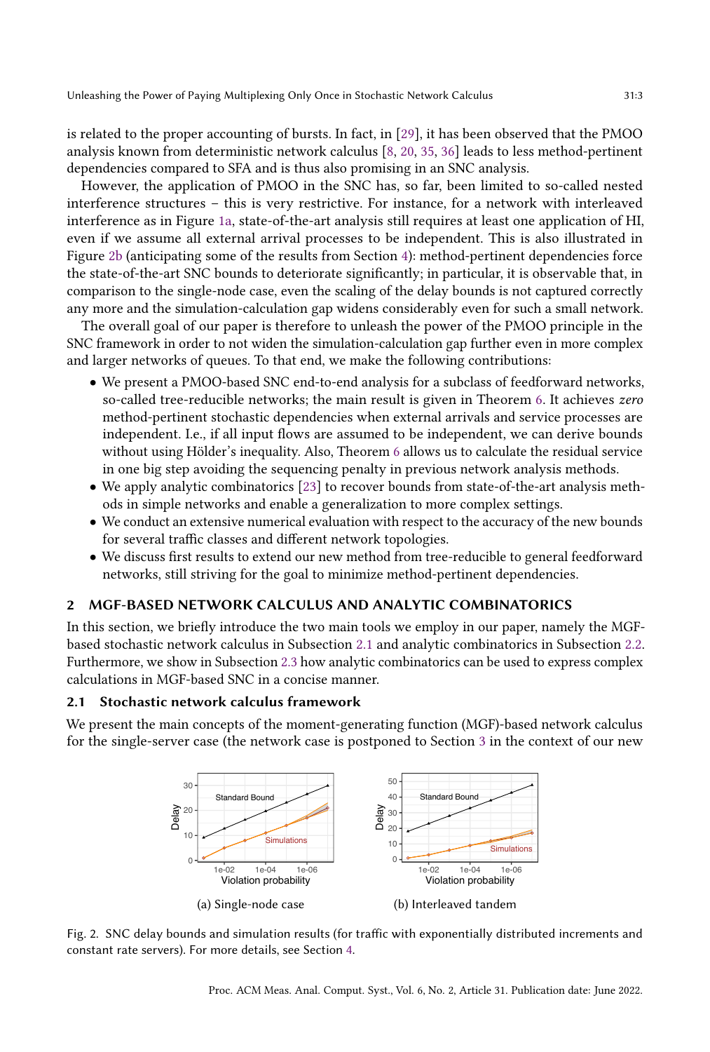is related to the proper accounting of bursts. In fact, in [29], it has been observed that the PMOO analysis known from deterministic network calculus [8, 20, 35, 36] leads to less method-pertinent dependencies compared to SFA and is thus also promising in an SNC analysis.

However, the application of PMOO in the SNC has, so far, been limited to so-called nested interference structures – this is very restrictive. For instance, for a network with interleaved interference as in Figure 1a, state-of-the-art analysis still requires at least one application of HI, even if we assume all external arrival processes to be independent. This is also illustrated in Figure 2b (anticipating some of the results from Section 4): method-pertinent dependencies force the state-of-the-art SNC bounds to deteriorate significantly; in particular, it is observable that, in comparison to the single-node case, even the scaling of the delay bounds is not captured correctly any more and the simulation-calculation gap widens considerably even for such a small network.

The overall goal of our paper is therefore to unleash the power of the PMOO principle in the SNC framework in order to not widen the simulation-calculation gap further even in more complex and larger networks of queues. To that end, we make the following contributions:

- We present a PMOO-based SNC end-to-end analysis for a subclass of feedforward networks, so-called tree-reducible networks; the main result is given in Theorem 6. It achieves *zero* method-pertinent stochastic dependencies when external arrivals and service processes are independent. I.e., if all input flows are assumed to be independent, we can derive bounds without using Hölder's inequality. Also, Theorem 6 allows us to calculate the residual service in one big step avoiding the sequencing penalty in previous network analysis methods.
- We apply analytic combinatorics [23] to recover bounds from state-of-the-art analysis methods in simple networks and enable a generalization to more complex settings.
- We conduct an extensive numerical evaluation with respect to the accuracy of the new bounds for several traffic classes and different network topologies.
- We discuss first results to extend our new method from tree-reducible to general feedforward networks, still striving for the goal to minimize method-pertinent dependencies.

## 2 MGF-BASED NETWORK CALCULUS AND ANALYTIC COMBINATORICS

In this section, we briefly introduce the two main tools we employ in our paper, namely the MGF-based stochastic network calculus in Subsection 2.1 and analytic combinatorics in Subsection 2.2. Furthermore, we show in Subsection 2.3 how analytic combinatorics can be used to express complex calculations in MGF-based SNC in a concise manner.

### 2.1 Stochastic network calculus framework

We present the main concepts of the moment-generating function (MGF)-based network calculus for the single-server case (the network case is postponed to Section 3 in the context of our new

(a) Single-node case

(b) Interleaved tandem

Fig. 2. SNC delay bounds and simulation results (for traffic with exponentially distributed increments and constant rate servers). For more details, see Section 4.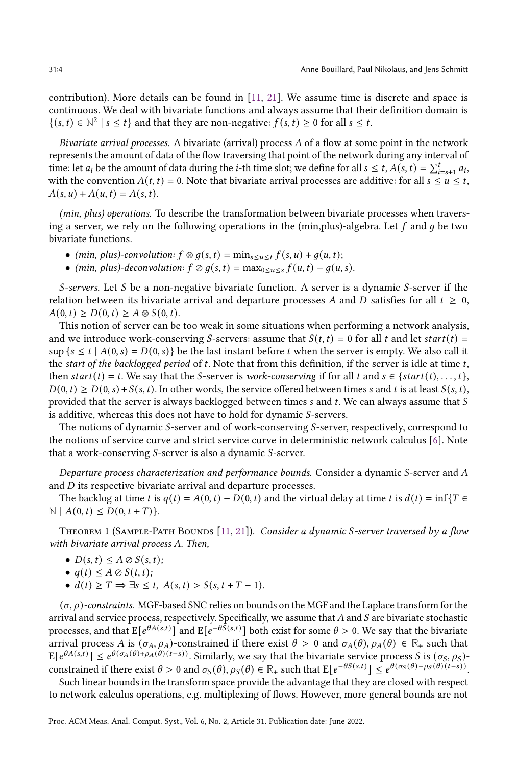contribution). More details can be found in [11, 21]. We assume time is discrete and space is continuous. We deal with bivariate functions and always assume that their definition domain is $\{(s,t) \in \mathbb{N}^2 \mid s \leq t\}$ and that they are non-negative: $f(s,t) \geq 0$ for all $s \leq t$.

*Bivariate arrival processes.* A bivariate (arrival) process $A$ of a flow at some point in the network represents the amount of data of the flow traversing that point of the network during any interval of time: let $a_i$ be the amount of data during the $i$-th time slot; we define for all $s \leq t$, $A(s,t) = \sum_{i=s+1}^{t} a_i$, with the convention $A(t,t) = 0$. Note that bivariate arrival processes are additive: for all $s \leq u \leq t$, $A(s,u) + A(u,t) = A(s,t)$.

*(min, plus) operations.* To describe the transformation between bivariate processes when traversing a server, we rely on the following operations in the (min,plus)-algebra. Let $f$ and $g$ be two bivariate functions.

- *(min, plus)-convolution:* $f \otimes g(s,t) = \min_{s \leq u \leq t} f(s,u) + g(u,t)$;
- *(min, plus)-deconvolution:* $f \oslash g(s,t) = \max_{0 \leq u \leq s} f(u,t) - g(u,s)$.

*S-servers.* Let $S$ be a non-negative bivariate function. A server is a dynamic $S$-server if the relation between its bivariate arrival and departure processes $A$ and $D$ satisfies for all $t \geq 0$, $A(0,t) \geq D(0,t) \geq A \otimes S(0,t)$.

This notion of server can be too weak in some situations when performing a network analysis, and we introduce work-conserving $S$-servers: assume that $S(t,t) = 0$ for all $t$ and let $start(t) = \sup\{s \leq t \mid A(0,s) = D(0,s)\}$ be the last instant before $t$ when the server is empty. We also call it the *start of the backlogged period* of $t$. Note that from this definition, if the server is idle at time $t$, then $start(t) = t$. We say that the $S$-server is *work-conserving* if for all $t$ and $s \in \{start(t), \dots, t\}$, $D(0,t) \geq D(0,s) + S(s,t)$. In other words, the service offered between times $s$ and $t$ is at least $S(s,t)$, provided that the server is always backlogged between times $s$ and $t$. We can always assume that $S$ is additive, whereas this does not have to hold for dynamic $S$-servers.

The notions of dynamic $S$-server and of work-conserving $S$-server, respectively, correspond to the notions of service curve and strict service curve in deterministic network calculus [6]. Note that a work-conserving $S$-server is also a dynamic $S$-server.

*Departure process characterization and performance bounds.* Consider a dynamic $S$-server and $A$ and $D$ its respective bivariate arrival and departure processes.

The backlog at time $t$ is $q(t) = A(0,t) - D(0,t)$ and the virtual delay at time $t$ is $d(t) = \inf\{T \in \mathbb{N} \mid A(0,t) \leq D(0,t+T)\}$.

Theorem 1 (Sample-Path Bounds [11, 21]). *Consider a dynamic $S$-server traversed by a flow with bivariate arrival process $A$. Then,*

- $D(s,t) \leq A \oslash S(s,t)$;
- $q(t) \leq A \oslash S(t,t)$;
- $d(t) \geq T \Rightarrow \exists s \leq t,\ A(s,t) > S(s,t+T-1)$.

*$(\sigma,\rho)$-constraints.* MGF-based SNC relies on bounds on the MGF and the Laplace transform for the arrival and service process, respectively. Specifically, we assume that $A$ and $S$ are bivariate stochastic processes, and that $\mathbf{E}[e^{\theta A(s,t)}]$ and $\mathbf{E}[e^{-\theta S(s,t)}]$ both exist for some $\theta > 0$. We say that the bivariate arrival process $A$ is $(\sigma_A, \rho_A)$-constrained if there exist $\theta > 0$ and $\sigma_A(\theta), \rho_A(\theta) \in \mathbb{R}_+$ such that $\mathbf{E}[e^{\theta A(s,t)}] \leq e^{\theta(\sigma_A(\theta) + \rho_A(\theta)(t-s))}$. Similarly, we say that the bivariate service process $S$ is $(\sigma_S, \rho_S)$-constrained if there exist $\theta > 0$ and $\sigma_S(\theta), \rho_S(\theta) \in \mathbb{R}_+$ such that $\mathbf{E}[e^{-\theta S(s,t)}] \leq e^{\theta(\sigma_S(\theta) - \rho_S(\theta)(t-s))}$.

Such linear bounds in the transform space provide the advantage that they are closed with respect to network calculus operations, e.g. multiplexing of flows. However, more general bounds are not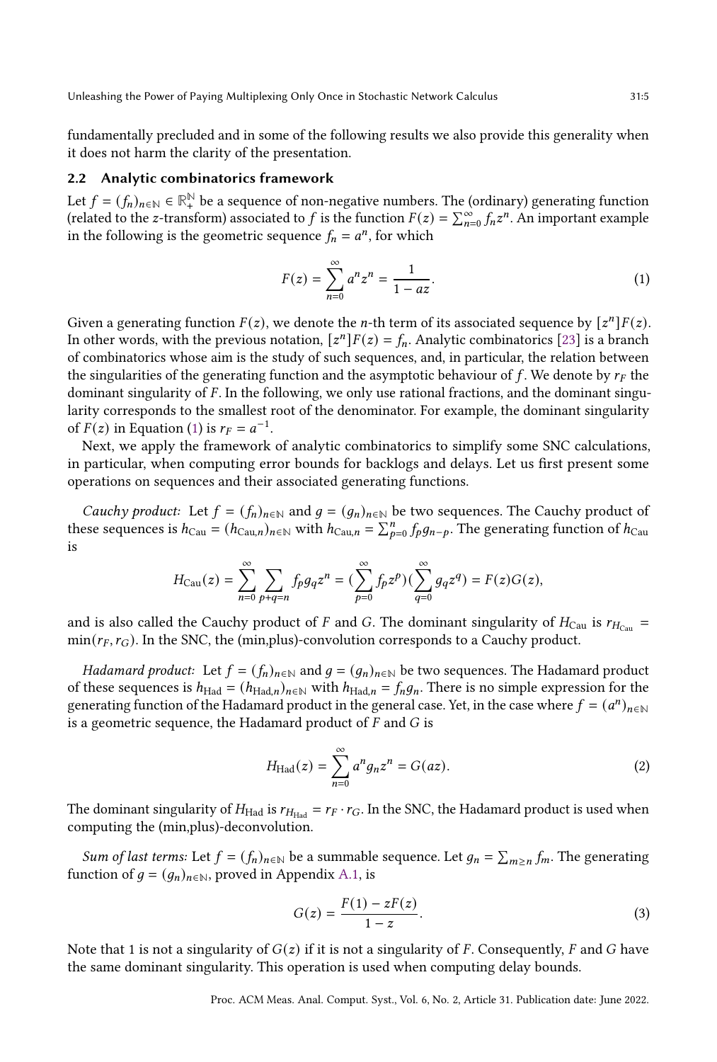fundamentally precluded and in some of the following results we also provide this generality when it does not harm the clarity of the presentation.

## 2.2 Analytic combinatorics framework

Let $f = (f_n)_{n\in\mathbb{N}} \in \mathbb{R}_+^{\mathbb{N}}$ be a sequence of non-negative numbers. The (ordinary) generating function (related to the $z$-transform) associated to $f$ is the function $F(z) = \sum_{n=0}^{\infty} f_n z^n$. An important example in the following is the geometric sequence $f_n = a^n$, for which

$$F(z) = \sum_{n=0}^{\infty} a^n z^n = \frac{1}{1 - az}. \tag{1}$$

Given a generating function $F(z)$, we denote the $n$-th term of its associated sequence by $[z^n]F(z)$. In other words, with the previous notation, $[z^n]F(z) = f_n$. Analytic combinatorics [23] is a branch of combinatorics whose aim is the study of such sequences, and, in particular, the relation between the singularities of the generating function and the asymptotic behaviour of $f$. We denote by $r_F$ the dominant singularity of $F$. In the following, we only use rational fractions, and the dominant singularity corresponds to the smallest root of the denominator. For example, the dominant singularity of $F(z)$ in Equation (1) is $r_F = a^{-1}$.

Next, we apply the framework of analytic combinatorics to simplify some SNC calculations, in particular, when computing error bounds for backlogs and delays. Let us first present some operations on sequences and their associated generating functions.

*Cauchy product:* Let $f = (f_n)_{n\in\mathbb{N}}$ and $g = (g_n)_{n\in\mathbb{N}}$ be two sequences. The Cauchy product of these sequences is $h_{\mathrm{Cau}} = (h_{\mathrm{Cau},n})_{n\in\mathbb{N}}$ with $h_{\mathrm{Cau},n} = \sum_{p=0}^{n} f_p g_{n-p}$. The generating function of $h_{\mathrm{Cau}}$ is

$$H_{\mathrm{Cau}}(z) = \sum_{n=0}^{\infty} \sum_{p+q=n} f_p g_q z^n = (\sum_{p=0}^{\infty} f_p z^p)(\sum_{q=0}^{\infty} g_q z^q) = F(z)G(z),$$

and is also called the Cauchy product of $F$ and $G$. The dominant singularity of $H_{\mathrm{Cau}}$ is $r_{H_{\mathrm{Cau}}} = \min(r_F, r_G)$. In the SNC, the (min,plus)-convolution corresponds to a Cauchy product.

*Hadamard product:* Let $f = (f_n)_{n\in\mathbb{N}}$ and $g = (g_n)_{n\in\mathbb{N}}$ be two sequences. The Hadamard product of these sequences is $h_{\mathrm{Had}} = (h_{\mathrm{Had},n})_{n\in\mathbb{N}}$ with $h_{\mathrm{Had},n} = f_n g_n$. There is no simple expression for the generating function of the Hadamard product in the general case. Yet, in the case where $f = (a^n)_{n\in\mathbb{N}}$ is a geometric sequence, the Hadamard product of $F$ and $G$ is

$$H_{\mathrm{Had}}(z) = \sum_{n=0}^{\infty} a^n g_n z^n = G(az). \tag{2}$$

The dominant singularity of $H_{\mathrm{Had}}$ is $r_{H_{\mathrm{Had}}} = r_F \cdot r_G$. In the SNC, the Hadamard product is used when computing the (min,plus)-deconvolution.

*Sum of last terms:* Let $f = (f_n)_{n\in\mathbb{N}}$ be a summable sequence. Let $g_n = \sum_{m\geq n} f_m$. The generating function of $g = (g_n)_{n\in\mathbb{N}}$, proved in Appendix A.1, is

$$G(z) = \frac{F(1) - zF(z)}{1 - z}. \tag{3}$$

Note that 1 is not a singularity of $G(z)$ if it is not a singularity of $F$. Consequently, $F$ and $G$ have the same dominant singularity. This operation is used when computing delay bounds.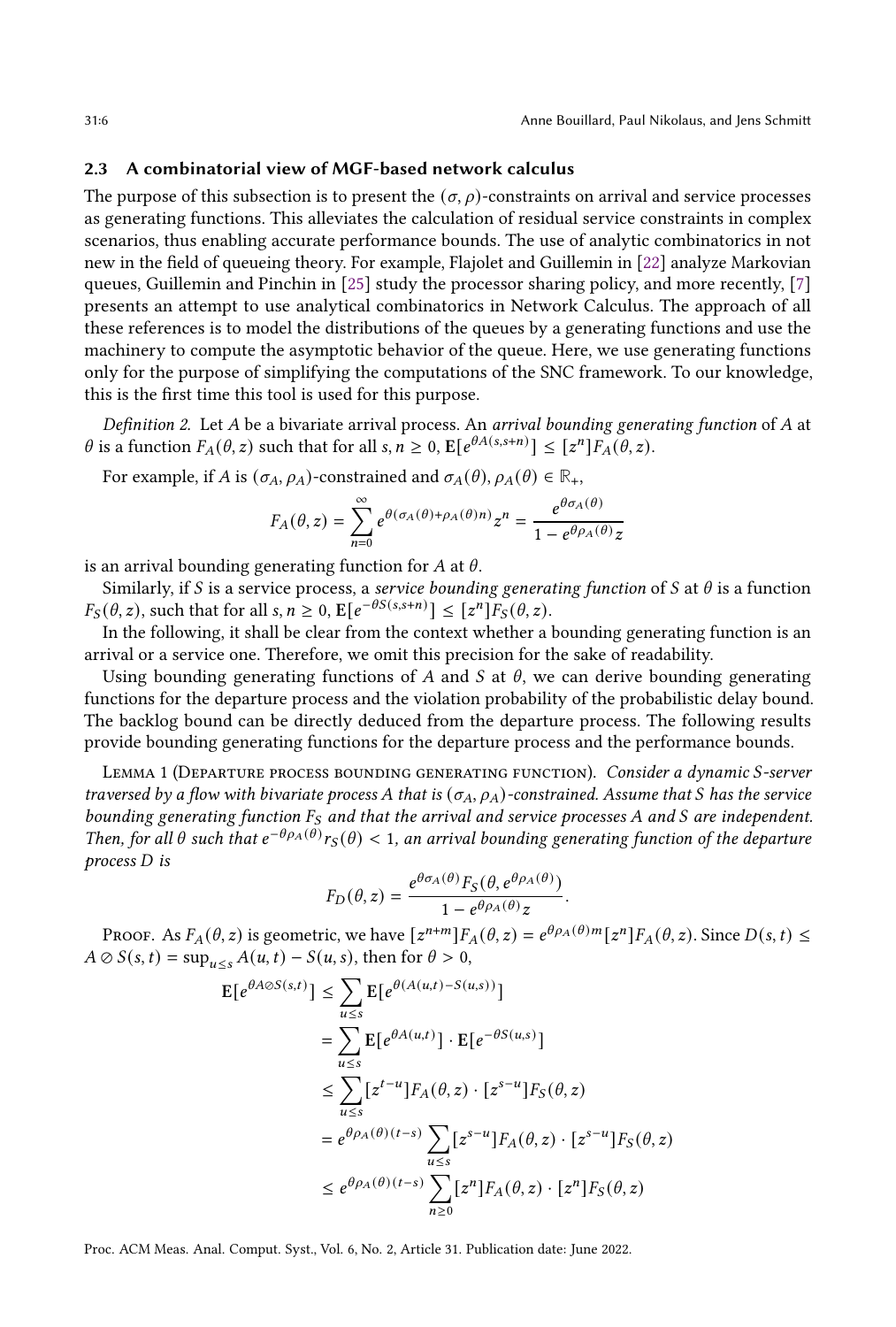### 2.3 A combinatorial view of MGF-based network calculus

The purpose of this subsection is to present the $(\sigma, \rho)$-constraints on arrival and service processes as generating functions. This alleviates the calculation of residual service constraints in complex scenarios, thus enabling accurate performance bounds. The use of analytic combinatorics in not new in the field of queueing theory. For example, Flajolet and Guillemin in [22] analyze Markovian queues, Guillemin and Pinchin in [25] study the processor sharing policy, and more recently, [7] presents an attempt to use analytical combinatorics in Network Calculus. The approach of all these references is to model the distributions of the queues by a generating functions and use the machinery to compute the asymptotic behavior of the queue. Here, we use generating functions only for the purpose of simplifying the computations of the SNC framework. To our knowledge, this is the first time this tool is used for this purpose.

*Definition 2.* Let $A$ be a bivariate arrival process. An *arrival bounding generating function* of $A$ at $\theta$ is a function $F_A(\theta, z)$ such that for all $s, n \geq 0$, $\mathbf{E}[e^{\theta A(s,s+n)}] \leq [z^n]F_A(\theta, z)$.

For example, if $A$ is $(\sigma_A, \rho_A)$-constrained and $\sigma_A(\theta), \rho_A(\theta) \in \mathbb{R}_+$,

$$F_A(\theta, z) = \sum_{n=0}^{\infty} e^{\theta(\sigma_A(\theta)+\rho_A(\theta)n)} z^n = \frac{e^{\theta\sigma_A(\theta)}}{1 - e^{\theta\rho_A(\theta)}z}$$

is an arrival bounding generating function for $A$ at $\theta$.

Similarly, if $S$ is a service process, a *service bounding generating function* of $S$ at $\theta$ is a function $F_S(\theta, z)$, such that for all $s, n \geq 0$, $\mathbf{E}[e^{-\theta S(s,s+n)}] \leq [z^n]F_S(\theta, z)$.

In the following, it shall be clear from the context whether a bounding generating function is an arrival or a service one. Therefore, we omit this precision for the sake of readability.

Using bounding generating functions of $A$ and $S$ at $\theta$, we can derive bounding generating functions for the departure process and the violation probability of the probabilistic delay bound. The backlog bound can be directly deduced from the departure process. The following results provide bounding generating functions for the departure process and the performance bounds.

Lemma 1 (Departure process bounding generating function). *Consider a dynamic $S$-server traversed by a flow with bivariate process $A$ that is $(\sigma_A, \rho_A)$-constrained. Assume that $S$ has the service bounding generating function $F_S$ and that the arrival and service processes $A$ and $S$ are independent. Then, for all $\theta$ such that $e^{-\theta\rho_A(\theta)}r_S(\theta) < 1$, an arrival bounding generating function of the departure process $D$ is*

$$F_D(\theta, z) = \frac{e^{\theta\sigma_A(\theta)}F_S(\theta, e^{\theta\rho_A(\theta)})}{1 - e^{\theta\rho_A(\theta)}z}.$$

Proof. As $F_A(\theta, z)$ is geometric, we have $[z^{n+m}]F_A(\theta, z) = e^{\theta\rho_A(\theta)m}[z^n]F_A(\theta, z)$. Since $D(s,t) \leq A \oslash S(s,t) = \sup_{u \leq s} A(u,t) - S(u,s)$, then for $\theta > 0$,

$$\begin{aligned}
\mathbf{E}[e^{\theta A \oslash S(s,t)}] &\leq \sum_{u \leq s} \mathbf{E}[e^{\theta(A(u,t)-S(u,s))}] \\
&= \sum_{u \leq s} \mathbf{E}[e^{\theta A(u,t)}] \cdot \mathbf{E}[e^{-\theta S(u,s)}] \\
&\leq \sum_{u \leq s} [z^{t-u}]F_A(\theta, z) \cdot [z^{s-u}]F_S(\theta, z) \\
&= e^{\theta\rho_A(\theta)(t-s)} \sum_{u \leq s} [z^{s-u}]F_A(\theta, z) \cdot [z^{s-u}]F_S(\theta, z) \\
&\leq e^{\theta\rho_A(\theta)(t-s)} \sum_{n \geq 0} [z^n]F_A(\theta, z) \cdot [z^n]F_S(\theta, z)
\end{aligned}$$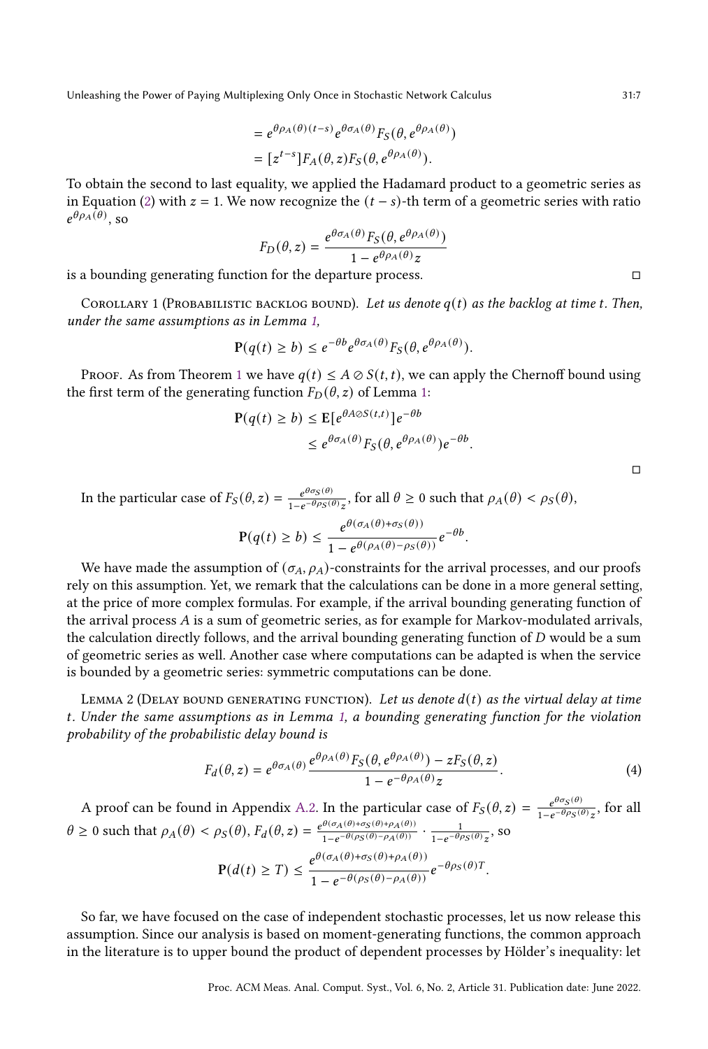$$= e^{\theta\rho_A(\theta)(t-s)} e^{\theta\sigma_A(\theta)} F_S(\theta, e^{\theta\rho_A(\theta)})$$

$$= [z^{t-s}] F_A(\theta, z) F_S(\theta, e^{\theta\rho_A(\theta)}).$$

To obtain the second to last equality, we applied the Hadamard product to a geometric series as in Equation (2) with $z = 1$. We now recognize the $(t-s)$-th term of a geometric series with ratio $e^{\theta\rho_A(\theta)}$, so

$$F_D(\theta, z) = \frac{e^{\theta\sigma_A(\theta)} F_S(\theta, e^{\theta\rho_A(\theta)})}{1 - e^{\theta\rho_A(\theta)} z}$$

is a bounding generating function for the departure process. □

Corollary 1 (Probabilistic backlog bound). *Let us denote $q(t)$ as the backlog at time $t$. Then, under the same assumptions as in Lemma 1,*

$$\mathbf{P}(q(t) \geq b) \leq e^{-\theta b} e^{\theta\sigma_A(\theta)} F_S(\theta, e^{\theta\rho_A(\theta)}).$$

Proof. As from Theorem 1 we have $q(t) \leq A \oslash S(t,t)$, we can apply the Chernoff bound using the first term of the generating function $F_D(\theta, z)$ of Lemma 1:

$$\mathbf{P}(q(t) \geq b) \leq \mathbf{E}[e^{\theta A \oslash S(t,t)}] e^{-\theta b}$$
$$\leq e^{\theta\sigma_A(\theta)} F_S(\theta, e^{\theta\rho_A(\theta)}) e^{-\theta b}.$$

□

In the particular case of $F_S(\theta, z) = \frac{e^{\theta\sigma_S(\theta)}}{1 - e^{-\theta\rho_S(\theta)} z}$, for all $\theta \geq 0$ such that $\rho_A(\theta) < \rho_S(\theta)$,

$$\mathbf{P}(q(t) \geq b) \leq \frac{e^{\theta(\sigma_A(\theta) + \sigma_S(\theta))}}{1 - e^{\theta(\rho_A(\theta) - \rho_S(\theta))}} e^{-\theta b}.$$

We have made the assumption of $(\sigma_A, \rho_A)$-constraints for the arrival processes, and our proofs rely on this assumption. Yet, we remark that the calculations can be done in a more general setting, at the price of more complex formulas. For example, if the arrival bounding generating function of the arrival process $A$ is a sum of geometric series, as for example for Markov-modulated arrivals, the calculation directly follows, and the arrival bounding generating function of $D$ would be a sum of geometric series as well. Another case where computations can be adapted is when the service is bounded by a geometric series: symmetric computations can be done.

Lemma 2 (Delay bound generating function). *Let us denote $d(t)$ as the virtual delay at time $t$. Under the same assumptions as in Lemma 1, a bounding generating function for the violation probability of the probabilistic delay bound is*

$$F_d(\theta, z) = e^{\theta\sigma_A(\theta)} \frac{e^{\theta\rho_A(\theta)} F_S(\theta, e^{\theta\rho_A(\theta)}) - z F_S(\theta, z)}{1 - e^{-\theta\rho_A(\theta)} z}. \tag{4}$$

A proof can be found in Appendix A.2. In the particular case of $F_S(\theta, z) = \frac{e^{\theta\sigma_S(\theta)}}{1 - e^{-\theta\rho_S(\theta)} z}$, for all $\theta \geq 0$ such that $\rho_A(\theta) < \rho_S(\theta)$, $F_d(\theta, z) = \frac{e^{\theta(\sigma_A(\theta) + \sigma_S(\theta) + \rho_A(\theta))}}{1 - e^{-\theta(\rho_S(\theta) - \rho_A(\theta))}} \cdot \frac{1}{1 - e^{-\theta\rho_S(\theta)} z}$, so

$$\mathbf{P}(d(t) \geq T) \leq \frac{e^{\theta(\sigma_A(\theta) + \sigma_S(\theta) + \rho_A(\theta))}}{1 - e^{-\theta(\rho_S(\theta) - \rho_A(\theta))}} e^{-\theta\rho_S(\theta) T}.$$

So far, we have focused on the case of independent stochastic processes, let us now release this assumption. Since our analysis is based on moment-generating functions, the common approach in the literature is to upper bound the product of dependent processes by Hölder's inequality: let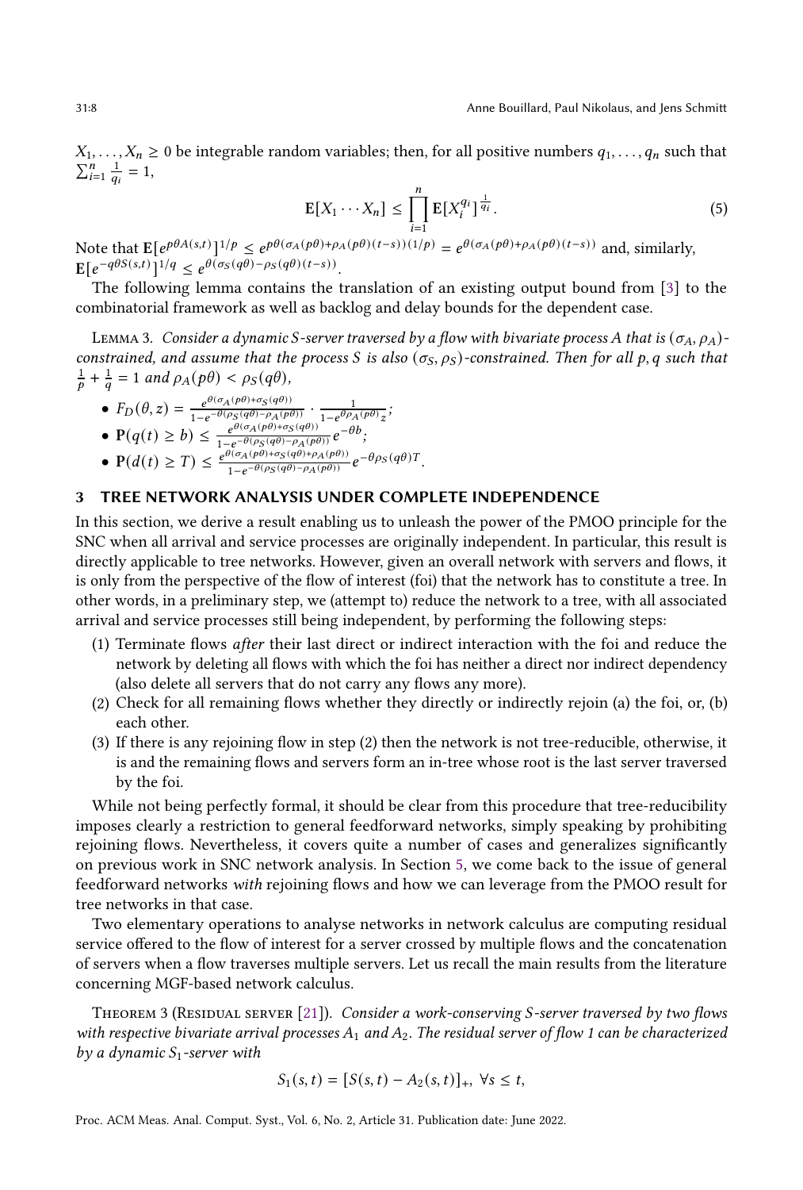$X_1, \ldots, X_n \geq 0$ be integrable random variables; then, for all positive numbers $q_1, \ldots, q_n$ such that $\sum_{i=1}^{n} \frac{1}{q_i} = 1$,

$$\mathbf{E}[X_1 \cdots X_n] \leq \prod_{i=1}^{n} \mathbf{E}[X_i^{q_i}]^{\frac{1}{q_i}}. \tag{5}$$

Note that $\mathbf{E}[e^{p\theta A(s,t)}]^{1/p} \leq e^{p\theta(\sigma_A(p\theta)+\rho_A(p\theta)(t-s))(1/p)} = e^{\theta(\sigma_A(p\theta)+\rho_A(p\theta)(t-s))}$ and, similarly, $\mathbf{E}[e^{-q\theta S(s,t)}]^{1/q} \leq e^{\theta(\sigma_S(q\theta)-\rho_S(q\theta)(t-s))}$.

The following lemma contains the translation of an existing output bound from [3] to the combinatorial framework as well as backlog and delay bounds for the dependent case.

Lemma 3. *Consider a dynamic S-server traversed by a flow with bivariate process A that is $(\sigma_A, \rho_A)$-constrained, and assume that the process S is also $(\sigma_S, \rho_S)$-constrained. Then for all $p, q$ such that $\frac{1}{p} + \frac{1}{q} = 1$ and $\rho_A(p\theta) < \rho_S(q\theta)$,*

- $F_D(\theta, z) = \frac{e^{\theta(\sigma_A(p\theta)+\sigma_S(q\theta))}}{1-e^{-\theta(\rho_S(q\theta)-\rho_A(p\theta))}} \cdot \frac{1}{1-e^{\theta\rho_A(p\theta)}z}$;
- $\mathbf{P}(q(t) \geq b) \leq \frac{e^{\theta(\sigma_A(p\theta)+\sigma_S(q\theta))}}{1-e^{-\theta(\rho_S(q\theta)-\rho_A(p\theta))}} e^{-\theta b}$;
- $\mathbf{P}(d(t) \geq T) \leq \frac{e^{\theta(\sigma_A(p\theta)+\sigma_S(q\theta)+\rho_A(p\theta))}}{1-e^{-\theta(\rho_S(q\theta)-\rho_A(p\theta))}} e^{-\theta\rho_S(q\theta)T}$.

## 3 TREE NETWORK ANALYSIS UNDER COMPLETE INDEPENDENCE

In this section, we derive a result enabling us to unleash the power of the PMOO principle for the SNC when all arrival and service processes are originally independent. In particular, this result is directly applicable to tree networks. However, given an overall network with servers and flows, it is only from the perspective of the flow of interest (foi) that the network has to constitute a tree. In other words, in a preliminary step, we (attempt to) reduce the network to a tree, with all associated arrival and service processes still being independent, by performing the following steps:

1. Terminate flows *after* their last direct or indirect interaction with the foi and reduce the network by deleting all flows with which the foi has neither a direct nor indirect dependency (also delete all servers that do not carry any flows any more).
2. Check for all remaining flows whether they directly or indirectly rejoin (a) the foi, or, (b) each other.
3. If there is any rejoining flow in step (2) then the network is not tree-reducible, otherwise, it is and the remaining flows and servers form an in-tree whose root is the last server traversed by the foi.

While not being perfectly formal, it should be clear from this procedure that tree-reducibility imposes clearly a restriction to general feedforward networks, simply speaking by prohibiting rejoining flows. Nevertheless, it covers quite a number of cases and generalizes significantly on previous work in SNC network analysis. In Section 5, we come back to the issue of general feedforward networks *with* rejoining flows and how we can leverage from the PMOO result for tree networks in that case.

Two elementary operations to analyse networks in network calculus are computing residual service offered to the flow of interest for a server crossed by multiple flows and the concatenation of servers when a flow traverses multiple servers. Let us recall the main results from the literature concerning MGF-based network calculus.

Theorem 3 (Residual server [21]). *Consider a work-conserving S-server traversed by two flows with respective bivariate arrival processes $A_1$ and $A_2$. The residual server of flow 1 can be characterized by a dynamic $S_1$-server with*

$$S_1(s,t) = [S(s,t) - A_2(s,t)]_+, \ \forall s \leq t,$$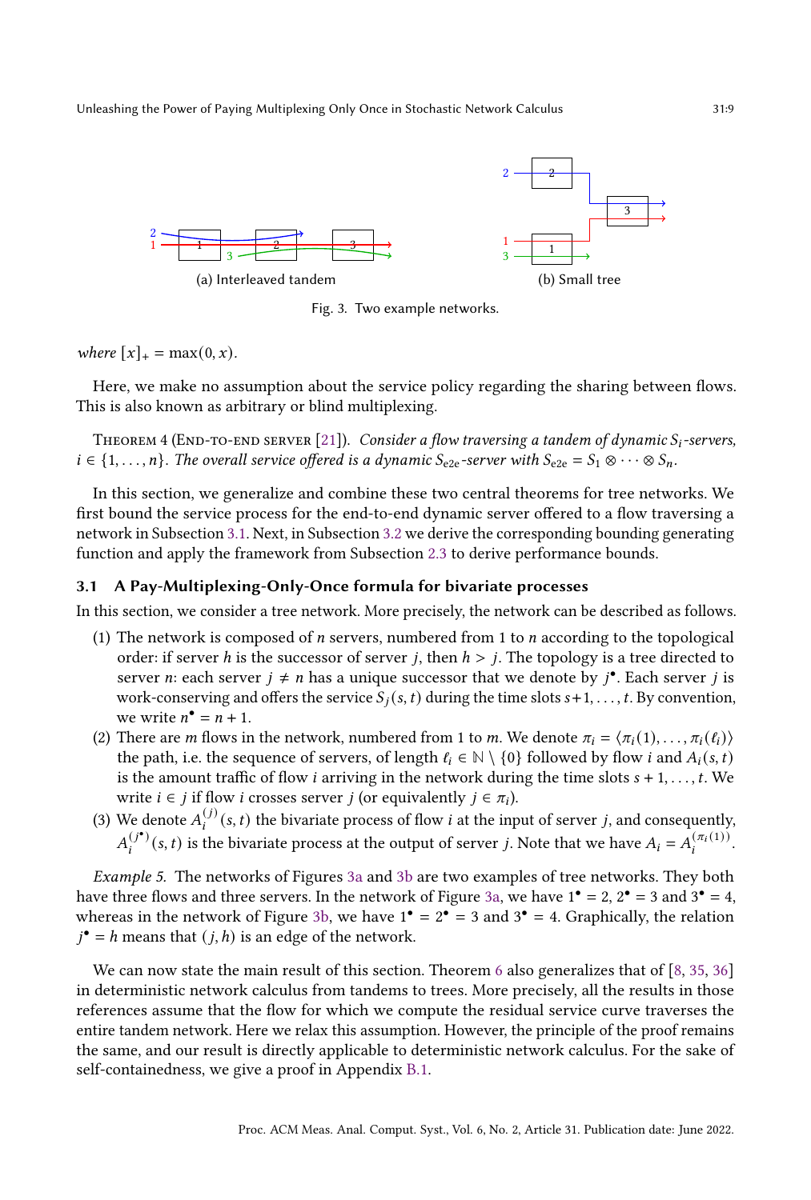(a) Interleaved tandem

(b) Small tree

Fig. 3. Two example networks.

*where* $[x]_+ = \max(0, x)$.

Here, we make no assumption about the service policy regarding the sharing between flows. This is also known as arbitrary or blind multiplexing.

Theorem 4 (End-to-end server [21]). *Consider a flow traversing a tandem of dynamic $S_i$-servers, $i \in \{1, \ldots, n\}$. The overall service offered is a dynamic $S_{\text{e2e}}$-server with $S_{\text{e2e}} = S_1 \otimes \cdots \otimes S_n$.*

In this section, we generalize and combine these two central theorems for tree networks. We first bound the service process for the end-to-end dynamic server offered to a flow traversing a network in Subsection 3.1. Next, in Subsection 3.2 we derive the corresponding bounding generating function and apply the framework from Subsection 2.3 to derive performance bounds.

### 3.1 A Pay-Multiplexing-Only-Once formula for bivariate processes

In this section, we consider a tree network. More precisely, the network can be described as follows.

(1) The network is composed of $n$ servers, numbered from 1 to $n$ according to the topological order: if server $h$ is the successor of server $j$, then $h > j$. The topology is a tree directed to server $n$: each server $j \neq n$ has a unique successor that we denote by $j^\bullet$. Each server $j$ is work-conserving and offers the service $S_j(s, t)$ during the time slots $s+1, \ldots, t$. By convention, we write $n^\bullet = n + 1$.

(2) There are $m$ flows in the network, numbered from 1 to $m$. We denote $\pi_i = \langle \pi_i(1), \ldots, \pi_i(\ell_i) \rangle$ the path, i.e. the sequence of servers, of length $\ell_i \in \mathbb{N} \setminus \{0\}$ followed by flow $i$ and $A_i(s, t)$ is the amount traffic of flow $i$ arriving in the network during the time slots $s + 1, \ldots, t$. We write $i \in j$ if flow $i$ crosses server $j$ (or equivalently $j \in \pi_i$).

(3) We denote $A_i^{(j)}(s, t)$ the bivariate process of flow $i$ at the input of server $j$, and consequently, $A_i^{(j^\bullet)}(s, t)$ is the bivariate process at the output of server $j$. Note that we have $A_i = A_i^{(\pi_i(1))}$.

*Example 5.* The networks of Figures 3a and 3b are two examples of tree networks. They both have three flows and three servers. In the network of Figure 3a, we have $1^\bullet = 2$, $2^\bullet = 3$ and $3^\bullet = 4$, whereas in the network of Figure 3b, we have $1^\bullet = 2^\bullet = 3$ and $3^\bullet = 4$. Graphically, the relation $j^\bullet = h$ means that $(j, h)$ is an edge of the network.

We can now state the main result of this section. Theorem 6 also generalizes that of [8, 35, 36] in deterministic network calculus from tandems to trees. More precisely, all the results in those references assume that the flow for which we compute the residual service curve traverses the entire tandem network. Here we relax this assumption. However, the principle of the proof remains the same, and our result is directly applicable to deterministic network calculus. For the sake of self-containedness, we give a proof in Appendix B.1.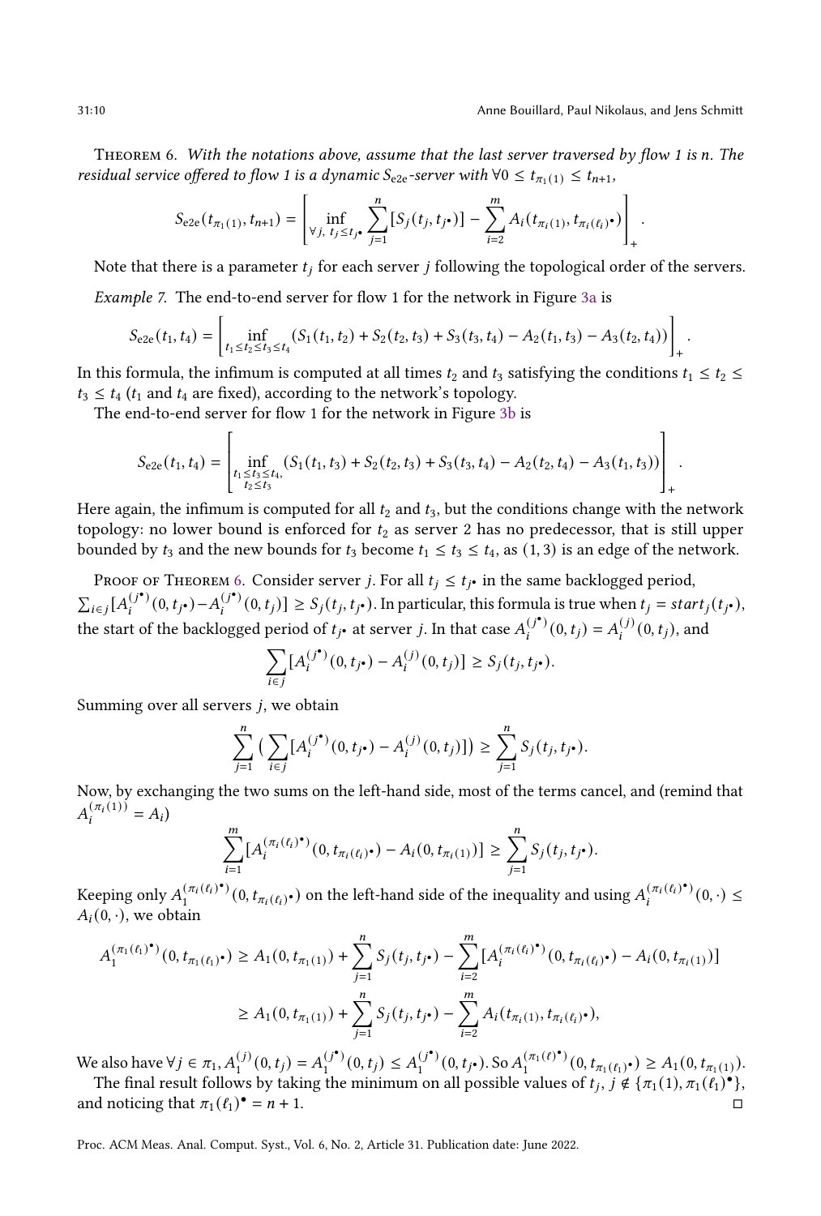**Theorem 6.** *With the notations above, assume that the last server traversed by flow 1 is n. The residual service offered to flow 1 is a dynamic $S_{\text{e2e}}$-server with $\forall 0 \le t_{\pi_1(1)} \le t_{n+1}$,*

$$S_{\text{e2e}}(t_{\pi_1(1)}, t_{n+1}) = \left[ \inf_{\forall j,\ t_j \le t_{j^\bullet}} \sum_{j=1}^{n} [S_j(t_j, t_{j^\bullet})] - \sum_{i=2}^{m} A_i(t_{\pi_i(1)}, t_{\pi_i(\ell_i)^\bullet}) \right]_+ .$$

Note that there is a parameter $t_j$ for each server $j$ following the topological order of the servers.

*Example 7.* The end-to-end server for flow 1 for the network in Figure 3a is

$$S_{\text{e2e}}(t_1, t_4) = \left[ \inf_{t_1 \le t_2 \le t_3 \le t_4} (S_1(t_1, t_2) + S_2(t_2, t_3) + S_3(t_3, t_4) - A_2(t_1, t_3) - A_3(t_2, t_4)) \right]_+ .$$

In this formula, the infimum is computed at all times $t_2$ and $t_3$ satisfying the conditions $t_1 \le t_2 \le t_3 \le t_4$ ($t_1$ and $t_4$ are fixed), according to the network's topology.

The end-to-end server for flow 1 for the network in Figure 3b is

$$S_{\text{e2e}}(t_1, t_4) = \left[ \inf_{\substack{t_1 \le t_3 \le t_4, \\ t_2 \le t_3}} (S_1(t_1, t_3) + S_2(t_2, t_3) + S_3(t_3, t_4) - A_2(t_2, t_4) - A_3(t_1, t_3)) \right]_+ .$$

Here again, the infimum is computed for all $t_2$ and $t_3$, but the conditions change with the network topology: no lower bound is enforced for $t_2$ as server 2 has no predecessor, that is still upper bounded by $t_3$ and the new bounds for $t_3$ become $t_1 \le t_3 \le t_4$, as $(1, 3)$ is an edge of the network.

Proof of Theorem 6. Consider server $j$. For all $t_j \le t_{j^\bullet}$ in the same backlogged period, $\sum_{i \in j} [A_i^{(j^\bullet)}(0, t_{j^\bullet}) - A_i^{(j^\bullet)}(0, t_j)] \ge S_j(t_j, t_{j^\bullet})$. In particular, this formula is true when $t_j = start_j(t_{j^\bullet})$, the start of the backlogged period of $t_{j^\bullet}$ at server $j$. In that case $A_i^{(j^\bullet)}(0, t_j) = A_i^{(j)}(0, t_j)$, and

$$\sum_{i \in j} [A_i^{(j^\bullet)}(0, t_{j^\bullet}) - A_i^{(j)}(0, t_j)] \ge S_j(t_j, t_{j^\bullet}).$$

Summing over all servers $j$, we obtain

$$\sum_{j=1}^{n} \big( \sum_{i \in j} [A_i^{(j^\bullet)}(0, t_{j^\bullet}) - A_i^{(j)}(0, t_j)] \big) \ge \sum_{j=1}^{n} S_j(t_j, t_{j^\bullet}).$$

Now, by exchanging the two sums on the left-hand side, most of the terms cancel, and (remind that $A_i^{(\pi_i(1))} = A_i$)

$$\sum_{i=1}^{m} [A_i^{(\pi_i(\ell_i)^\bullet)}(0, t_{\pi_i(\ell_i)^\bullet}) - A_i(0, t_{\pi_i(1)})] \ge \sum_{j=1}^{n} S_j(t_j, t_{j^\bullet}).$$

Keeping only $A_1^{(\pi_i(\ell_i)^\bullet)}(0, t_{\pi_i(\ell_i)^\bullet})$ on the left-hand side of the inequality and using $A_i^{(\pi_i(\ell_i)^\bullet)}(0, \cdot) \le A_i(0, \cdot)$, we obtain

$$\begin{aligned} A_1^{(\pi_1(\ell_1)^\bullet)}(0, t_{\pi_1(\ell_1)^\bullet}) &\ge A_1(0, t_{\pi_1(1)}) + \sum_{j=1}^{n} S_j(t_j, t_{j^\bullet}) - \sum_{i=2}^{m} [A_i^{(\pi_i(\ell_i)^\bullet)}(0, t_{\pi_i(\ell_i)^\bullet}) - A_i(0, t_{\pi_i(1)})] \\ &\ge A_1(0, t_{\pi_1(1)}) + \sum_{j=1}^{n} S_j(t_j, t_{j^\bullet}) - \sum_{i=2}^{m} A_i(t_{\pi_i(1)}, t_{\pi_i(\ell_i)^\bullet}), \end{aligned}$$

We also have $\forall j \in \pi_1, A_1^{(j)}(0, t_j) = A_1^{(j^\bullet)}(0, t_j) \le A_1^{(j^\bullet)}(0, t_{j^\bullet})$. So $A_1^{(\pi_1(\ell)^\bullet)}(0, t_{\pi_1(\ell_1)^\bullet}) \ge A_1(0, t_{\pi_1(1)})$.

The final result follows by taking the minimum on all possible values of $t_j$, $j \notin \{\pi_1(1), \pi_1(\ell_1)^\bullet\}$, and noticing that $\pi_1(\ell_1)^\bullet = n + 1$. □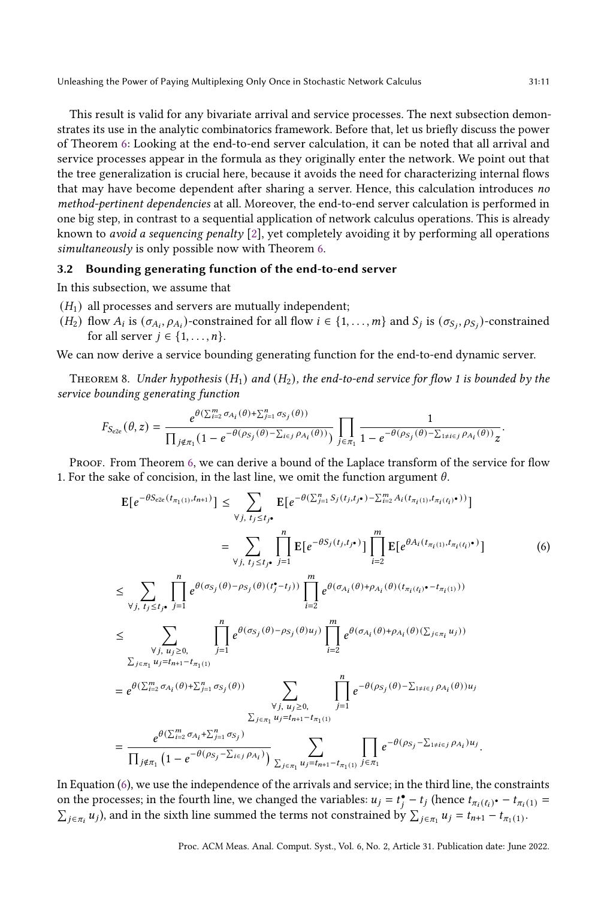This result is valid for any bivariate arrival and service processes. The next subsection demonstrates its use in the analytic combinatorics framework. Before that, let us briefly discuss the power of Theorem 6: Looking at the end-to-end server calculation, it can be noted that all arrival and service processes appear in the formula as they originally enter the network. We point out that the tree generalization is crucial here, because it avoids the need for characterizing internal flows that may have become dependent after sharing a server. Hence, this calculation introduces *no method-pertinent dependencies* at all. Moreover, the end-to-end server calculation is performed in one big step, in contrast to a sequential application of network calculus operations. This is already known to *avoid a sequencing penalty* [2], yet completely avoiding it by performing all operations *simultaneously* is only possible now with Theorem 6.

### 3.2 Bounding generating function of the end-to-end server

In this subsection, we assume that

- $(H_1)$ all processes and servers are mutually independent;
- $(H_2)$ flow $A_i$ is $(\sigma_{A_i}, \rho_{A_i})$-constrained for all flow $i \in \{1, \dots, m\}$ and $S_j$ is $(\sigma_{S_j}, \rho_{S_j})$-constrained for all server $j \in \{1, \dots, n\}$.

We can now derive a service bounding generating function for the end-to-end dynamic server.

Theorem 8. *Under hypothesis $(H_1)$ and $(H_2)$, the end-to-end service for flow 1 is bounded by the service bounding generating function*

$$F_{S_{\text{e2e}}}(\theta, z) = \frac{e^{\theta(\sum_{i=2}^{m} \sigma_{A_i}(\theta) + \sum_{j=1}^{n} \sigma_{S_j}(\theta))}}{\prod_{j \notin \pi_1} (1 - e^{-\theta(\rho_{S_j}(\theta) - \sum_{i \in j} \rho_{A_i}(\theta))})} \prod_{j \in \pi_1} \frac{1}{1 - e^{-\theta(\rho_{S_j}(\theta) - \sum_{1 \neq i \in j} \rho_{A_i}(\theta))} z}.$$

Proof. From Theorem 6, we can derive a bound of the Laplace transform of the service for flow 1. For the sake of concision, in the last line, we omit the function argument $\theta$.

$$\begin{aligned}
\mathbf{E}[e^{-\theta S_{\text{e2e}}(t_{\pi_1(1)}, t_{n+1})}] &\leq \sum_{\forall j,\, t_j \leq t_{j^\bullet}} \mathbf{E}[e^{-\theta(\sum_{j=1}^{n} S_j(t_j, t_{j^\bullet}) - \sum_{i=2}^{m} A_i(t_{\pi_i(1)}, t_{\pi_i(\ell_i)^\bullet}))}] \\
&= \sum_{\forall j,\, t_j \leq t_{j^\bullet}} \prod_{j=1}^{n} \mathbf{E}[e^{-\theta S_j(t_j, t_{j^\bullet})}] \prod_{i=2}^{m} \mathbf{E}[e^{\theta A_i(t_{\pi_i(1)}, t_{\pi_i(\ell_i)^\bullet})}] \qquad (6)
\end{aligned}$$

$$\begin{aligned}
&\leq \sum_{\forall j,\, t_j \leq t_{j^\bullet}} \prod_{j=1}^{n} e^{\theta(\sigma_{S_j}(\theta) - \rho_{S_j}(\theta)(t_j^\bullet - t_j))} \prod_{i=2}^{m} e^{\theta(\sigma_{A_i}(\theta) + \rho_{A_i}(\theta)(t_{\pi_i(\ell_i)^\bullet} - t_{\pi_i(1)}))} \\
&\leq \sum_{\substack{\forall j,\, u_j \geq 0, \\ \sum_{j \in \pi_1} u_j = t_{n+1} - t_{\pi_1(1)}}} \prod_{j=1}^{n} e^{\theta(\sigma_{S_j}(\theta) - \rho_{S_j}(\theta) u_j)} \prod_{i=2}^{m} e^{\theta(\sigma_{A_i}(\theta) + \rho_{A_i}(\theta)(\sum_{j \in \pi_i} u_j))} \\
&= e^{\theta(\sum_{i=2}^{m} \sigma_{A_i}(\theta) + \sum_{j=1}^{n} \sigma_{S_j}(\theta))} \sum_{\substack{\forall j,\, u_j \geq 0, \\ \sum_{j \in \pi_1} u_j = t_{n+1} - t_{\pi_1(1)}}} \prod_{j=1}^{n} e^{-\theta(\rho_{S_j}(\theta) - \sum_{1 \neq i \in j} \rho_{A_i}(\theta)) u_j} \\
&= \frac{e^{\theta(\sum_{i=2}^{m} \sigma_{A_i} + \sum_{j=1}^{n} \sigma_{S_j})}}{\prod_{j \notin \pi_1} \left(1 - e^{-\theta(\rho_{S_j} - \sum_{i \in j} \rho_{A_i})}\right)} \sum_{\sum_{j \in \pi_1} u_j = t_{n+1} - t_{\pi_1(1)}} \prod_{j \in \pi_1} e^{-\theta(\rho_{S_j} - \sum_{1 \neq i \in j} \rho_{A_i}) u_j}.
\end{aligned}$$

In Equation (6), we use the independence of the arrivals and service; in the third line, the constraints on the processes; in the fourth line, we changed the variables: $u_j = t_j^\bullet - t_j$ (hence $t_{\pi_i(\ell_i)^\bullet} - t_{\pi_i(1)} = \sum_{j \in \pi_i} u_j$), and in the sixth line summed the terms not constrained by $\sum_{j \in \pi_1} u_j = t_{n+1} - t_{\pi_1(1)}$.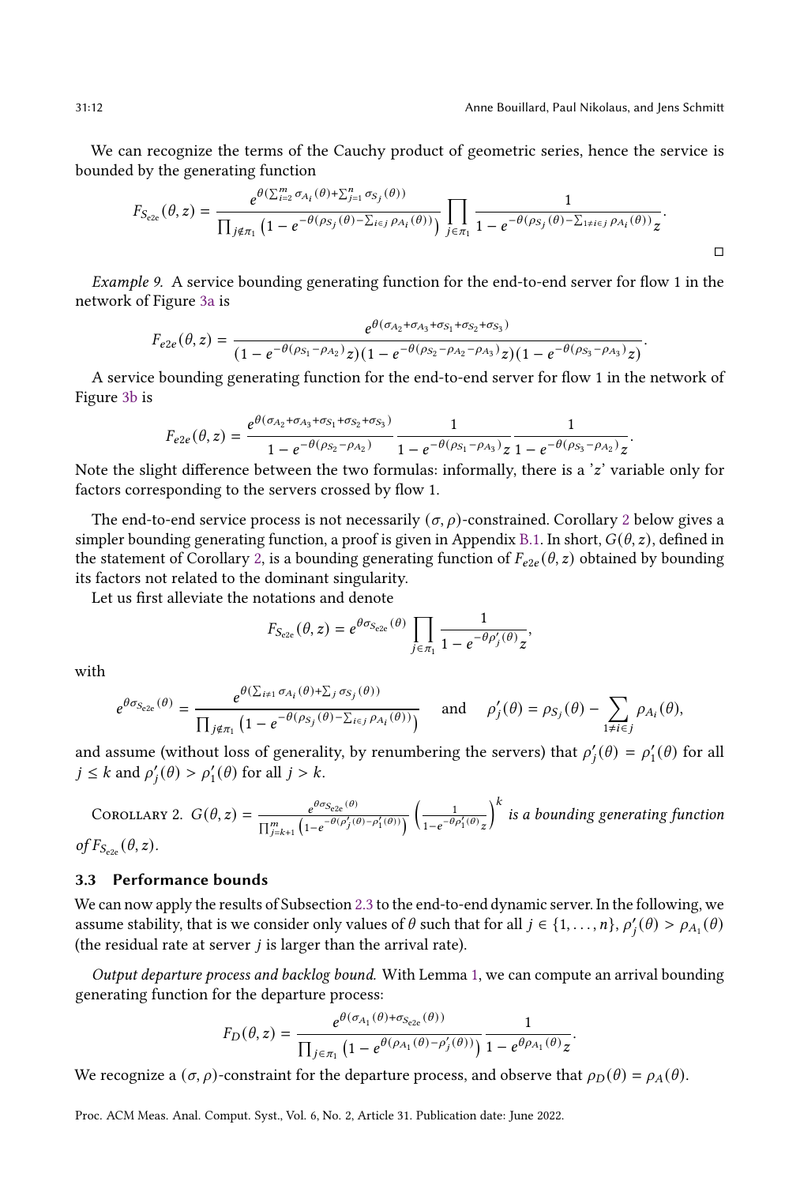We can recognize the terms of the Cauchy product of geometric series, hence the service is bounded by the generating function

$$F_{S_{\text{e2e}}}(\theta, z) = \frac{e^{\theta(\sum_{i=2}^{m} \sigma_{A_i}(\theta) + \sum_{j=1}^{n} \sigma_{S_j}(\theta))}}{\prod_{j \notin \pi_1} \left(1 - e^{-\theta(\rho_{S_j}(\theta) - \sum_{i \in j} \rho_{A_i}(\theta))}\right)} \prod_{j \in \pi_1} \frac{1}{1 - e^{-\theta(\rho_{S_j}(\theta) - \sum_{1 \neq i \in j} \rho_{A_i}(\theta))} z}.$$

□

*Example 9.* A service bounding generating function for the end-to-end server for flow 1 in the network of Figure 3a is

$$F_{e2e}(\theta, z) = \frac{e^{\theta(\sigma_{A_2} + \sigma_{A_3} + \sigma_{S_1} + \sigma_{S_2} + \sigma_{S_3})}}{(1 - e^{-\theta(\rho_{S_1} - \rho_{A_2})} z)(1 - e^{-\theta(\rho_{S_2} - \rho_{A_2} - \rho_{A_3})} z)(1 - e^{-\theta(\rho_{S_3} - \rho_{A_3})} z)}.$$

A service bounding generating function for the end-to-end server for flow 1 in the network of Figure 3b is

$$F_{e2e}(\theta, z) = \frac{e^{\theta(\sigma_{A_2} + \sigma_{A_3} + \sigma_{S_1} + \sigma_{S_2} + \sigma_{S_3})}}{1 - e^{-\theta(\rho_{S_2} - \rho_{A_2})}} \frac{1}{1 - e^{-\theta(\rho_{S_1} - \rho_{A_3})} z} \frac{1}{1 - e^{-\theta(\rho_{S_3} - \rho_{A_2})} z}.$$

Note the slight difference between the two formulas: informally, there is a '$z$' variable only for factors corresponding to the servers crossed by flow 1.

The end-to-end service process is not necessarily $(\sigma, \rho)$-constrained. Corollary 2 below gives a simpler bounding generating function, a proof is given in Appendix B.1. In short, $G(\theta, z)$, defined in the statement of Corollary 2, is a bounding generating function of $F_{e2e}(\theta, z)$ obtained by bounding its factors not related to the dominant singularity.

Let us first alleviate the notations and denote

$$F_{S_{\text{e2e}}}(\theta, z) = e^{\theta \sigma_{S_{\text{e2e}}}(\theta)} \prod_{j \in \pi_1} \frac{1}{1 - e^{-\theta \rho'_j(\theta)} z},$$

with

$$e^{\theta \sigma_{S_{\text{e2e}}}(\theta)} = \frac{e^{\theta(\sum_{i \neq 1} \sigma_{A_i}(\theta) + \sum_j \sigma_{S_j}(\theta))}}{\prod_{j \notin \pi_1} \left(1 - e^{-\theta(\rho_{S_j}(\theta) - \sum_{i \in j} \rho_{A_i}(\theta))}\right)} \quad \text{and} \quad \rho'_j(\theta) = \rho_{S_j}(\theta) - \sum_{1 \neq i \in j} \rho_{A_i}(\theta),$$

and assume (without loss of generality, by renumbering the servers) that $\rho'_j(\theta) = \rho'_1(\theta)$ for all $j \leq k$ and $\rho'_j(\theta) > \rho'_1(\theta)$ for all $j > k$.

Corollary 2. *$G(\theta, z) = \frac{e^{\theta \sigma_{S_{\text{e2e}}}(\theta)}}{\prod_{j=k+1}^{m} \left(1 - e^{-\theta(\rho'_j(\theta) - \rho'_1(\theta))}\right)} \left(\frac{1}{1 - e^{-\theta \rho'_1(\theta)} z}\right)^k$ is a bounding generating function of $F_{S_{\text{e2e}}}(\theta, z)$.*

### 3.3 Performance bounds

We can now apply the results of Subsection 2.3 to the end-to-end dynamic server. In the following, we assume stability, that is we consider only values of $\theta$ such that for all $j \in \{1, \ldots, n\}$, $\rho'_j(\theta) > \rho_{A_1}(\theta)$ (the residual rate at server $j$ is larger than the arrival rate).

*Output departure process and backlog bound.* With Lemma 1, we can compute an arrival bounding generating function for the departure process:

$$F_D(\theta, z) = \frac{e^{\theta(\sigma_{A_1}(\theta) + \sigma_{S_{\text{e2e}}}(\theta))}}{\prod_{j \in \pi_1} \left(1 - e^{\theta(\rho_{A_1}(\theta) - \rho'_j(\theta))}\right)} \frac{1}{1 - e^{\theta \rho_{A_1}(\theta)} z}.$$

We recognize a $(\sigma, \rho)$-constraint for the departure process, and observe that $\rho_D(\theta) = \rho_A(\theta)$.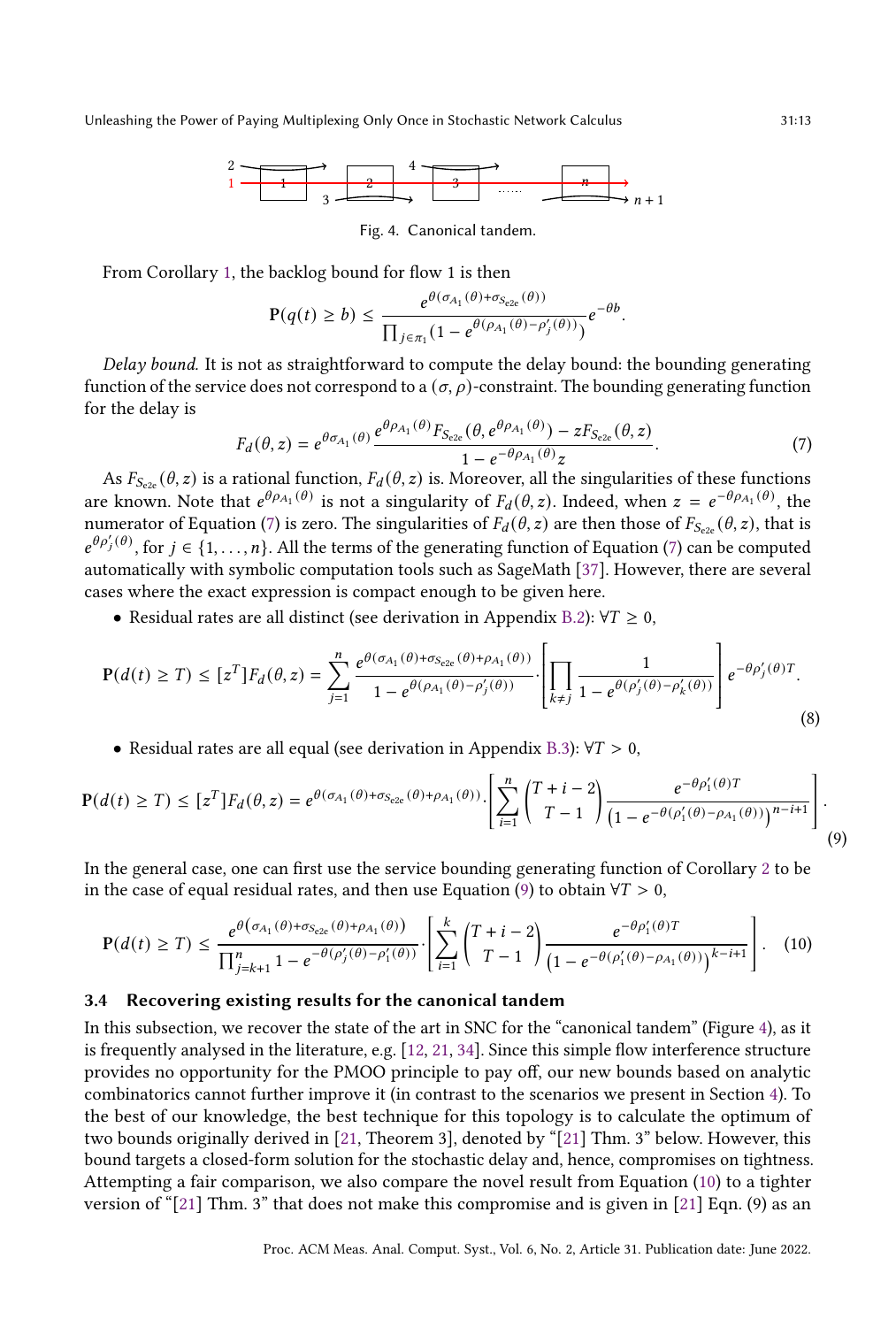Fig. 4. Canonical tandem.

From Corollary 1, the backlog bound for flow 1 is then

$$\mathbf{P}(q(t) \geq b) \leq \frac{e^{\theta(\sigma_{A_1}(\theta)+\sigma_{S_{e2e}}(\theta))}}{\prod_{j \in \pi_1}(1 - e^{\theta(\rho_{A_1}(\theta) - \rho'_j(\theta))})} e^{-\theta b}.$$

*Delay bound.* It is not as straightforward to compute the delay bound: the bounding generating function of the service does not correspond to a $(\sigma, \rho)$-constraint. The bounding generating function for the delay is

$$F_d(\theta, z) = e^{\theta \sigma_{A_1}(\theta)} \frac{e^{\theta \rho_{A_1}(\theta)} F_{S_{e2e}}(\theta, e^{\theta \rho_{A_1}(\theta)}) - z F_{S_{e2e}}(\theta, z)}{1 - e^{-\theta \rho_{A_1}(\theta)} z}. \tag{7}$$

As $F_{S_{e2e}}(\theta, z)$ is a rational function, $F_d(\theta, z)$ is. Moreover, all the singularities of these functions are known. Note that $e^{\theta \rho_{A_1}(\theta)}$ is not a singularity of $F_d(\theta, z)$. Indeed, when $z = e^{-\theta \rho_{A_1}(\theta)}$, the numerator of Equation (7) is zero. The singularities of $F_d(\theta, z)$ are then those of $F_{S_{e2e}}(\theta, z)$, that is $e^{\theta \rho'_j(\theta)}$, for $j \in \{1, \ldots, n\}$. All the terms of the generating function of Equation (7) can be computed automatically with symbolic computation tools such as SageMath [37]. However, there are several cases where the exact expression is compact enough to be given here.

- Residual rates are all distinct (see derivation in Appendix B.2): $\forall T \geq 0$,

$$\mathbf{P}(d(t) \geq T) \leq [z^T] F_d(\theta, z) = \sum_{j=1}^{n} \frac{e^{\theta(\sigma_{A_1}(\theta)+\sigma_{S_{e2e}}(\theta)+\rho_{A_1}(\theta))}}{1 - e^{\theta(\rho_{A_1}(\theta) - \rho'_j(\theta))}} \cdot \left[ \prod_{k \neq j} \frac{1}{1 - e^{\theta(\rho'_j(\theta) - \rho'_k(\theta))}} \right] e^{-\theta \rho'_j(\theta) T}. \tag{8}$$

- Residual rates are all equal (see derivation in Appendix B.3): $\forall T > 0$,

$$\mathbf{P}(d(t) \geq T) \leq [z^T] F_d(\theta, z) = e^{\theta(\sigma_{A_1}(\theta)+\sigma_{S_{e2e}}(\theta)+\rho_{A_1}(\theta))} \cdot \left[ \sum_{i=1}^{n} \binom{T+i-2}{T-1} \frac{e^{-\theta \rho'_1(\theta) T}}{\left(1 - e^{-\theta(\rho'_1(\theta) - \rho_{A_1}(\theta))}\right)^{n-i+1}} \right]. \tag{9}$$

In the general case, one can first use the service bounding generating function of Corollary 2 to be in the case of equal residual rates, and then use Equation (9) to obtain $\forall T > 0$,

$$\mathbf{P}(d(t) \geq T) \leq \frac{e^{\theta\left(\sigma_{A_1}(\theta)+\sigma_{S_{e2e}}(\theta)+\rho_{A_1}(\theta)\right)}}{\prod_{j=k+1}^{n} 1 - e^{-\theta(\rho'_j(\theta) - \rho'_1(\theta))}} \cdot \left[ \sum_{i=1}^{k} \binom{T+i-2}{T-1} \frac{e^{-\theta \rho'_1(\theta) T}}{\left(1 - e^{-\theta(\rho'_1(\theta) - \rho_{A_1}(\theta))}\right)^{k-i+1}} \right]. \tag{10}$$

### 3.4 Recovering existing results for the canonical tandem

In this subsection, we recover the state of the art in SNC for the "canonical tandem" (Figure 4), as it is frequently analysed in the literature, e.g. [12, 21, 34]. Since this simple flow interference structure provides no opportunity for the PMOO principle to pay off, our new bounds based on analytic combinatorics cannot further improve it (in contrast to the scenarios we present in Section 4). To the best of our knowledge, the best technique for this topology is to calculate the optimum of two bounds originally derived in [21, Theorem 3], denoted by "[21] Thm. 3" below. However, this bound targets a closed-form solution for the stochastic delay and, hence, compromises on tightness. Attempting a fair comparison, we also compare the novel result from Equation (10) to a tighter version of "[21] Thm. 3" that does not make this compromise and is given in [21] Eqn. (9) as an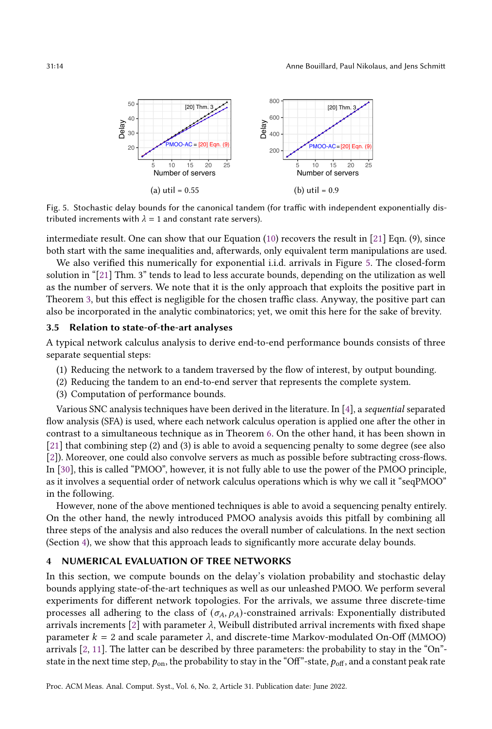(a) util = 0.55

(b) util = 0.9

Fig. 5. Stochastic delay bounds for the canonical tandem (for traffic with independent exponentially distributed increments with $\lambda = 1$ and constant rate servers).

intermediate result. One can show that our Equation (10) recovers the result in [21] Eqn. (9), since both start with the same inequalities and, afterwards, only equivalent term manipulations are used.

We also verified this numerically for exponential i.i.d. arrivals in Figure 5. The closed-form solution in "[21] Thm. 3" tends to lead to less accurate bounds, depending on the utilization as well as the number of servers. We note that it is the only approach that exploits the positive part in Theorem 3, but this effect is negligible for the chosen traffic class. Anyway, the positive part can also be incorporated in the analytic combinatorics; yet, we omit this here for the sake of brevity.

### 3.5 Relation to state-of-the-art analyses

A typical network calculus analysis to derive end-to-end performance bounds consists of three separate sequential steps:

(1) Reducing the network to a tandem traversed by the flow of interest, by output bounding.
(2) Reducing the tandem to an end-to-end server that represents the complete system.
(3) Computation of performance bounds.

Various SNC analysis techniques have been derived in the literature. In [4], a *sequential* separated flow analysis (SFA) is used, where each network calculus operation is applied one after the other in contrast to a simultaneous technique as in Theorem 6. On the other hand, it has been shown in [21] that combining step (2) and (3) is able to avoid a sequencing penalty to some degree (see also [2]). Moreover, one could also convolve servers as much as possible before subtracting cross-flows. In [30], this is called "PMOO", however, it is not fully able to use the power of the PMOO principle, as it involves a sequential order of network calculus operations which is why we call it "seqPMOO" in the following.

However, none of the above mentioned techniques is able to avoid a sequencing penalty entirely. On the other hand, the newly introduced PMOO analysis avoids this pitfall by combining all three steps of the analysis and also reduces the overall number of calculations. In the next section (Section 4), we show that this approach leads to significantly more accurate delay bounds.

## 4 NUMERICAL EVALUATION OF TREE NETWORKS

In this section, we compute bounds on the delay's violation probability and stochastic delay bounds applying state-of-the-art techniques as well as our unleashed PMOO. We perform several experiments for different network topologies. For the arrivals, we assume three discrete-time processes all adhering to the class of $(\sigma_A, \rho_A)$-constrained arrivals: Exponentially distributed arrivals increments [2] with parameter $\lambda$, Weibull distributed arrival increments with fixed shape parameter $k = 2$ and scale parameter $\lambda$, and discrete-time Markov-modulated On-Off (MMOO) arrivals [2, 11]. The latter can be described by three parameters: the probability to stay in the "On"-state in the next time step, $p_{\text{on}}$, the probability to stay in the "Off"-state, $p_{\text{off}}$, and a constant peak rate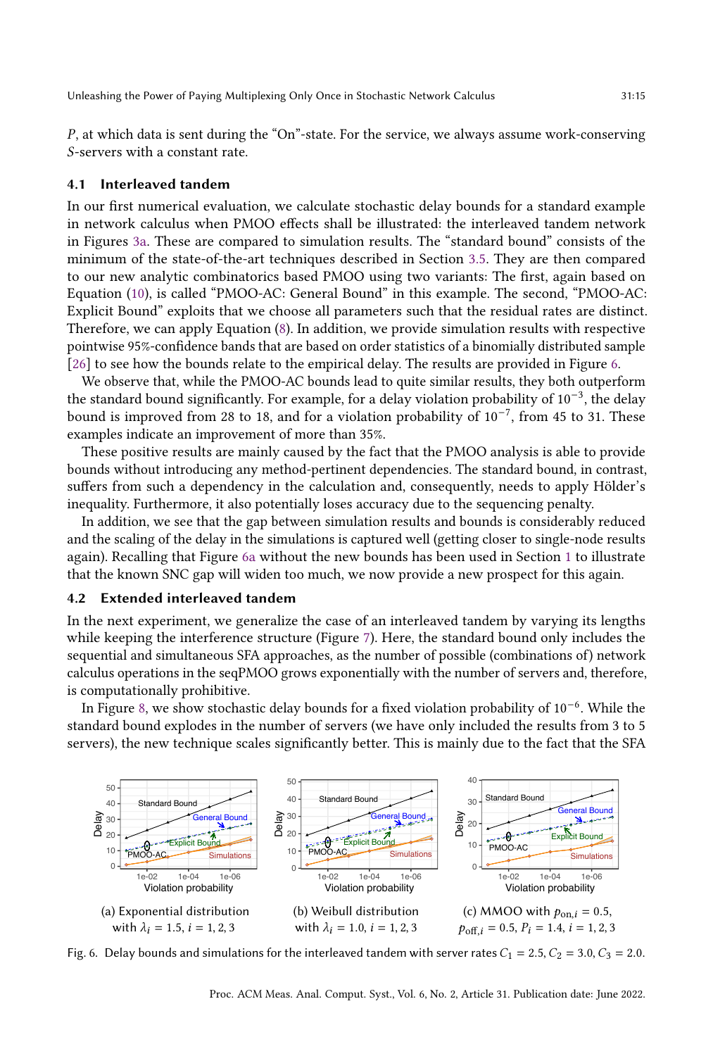$P$, at which data is sent during the "On"-state. For the service, we always assume work-conserving $S$-servers with a constant rate.

### 4.1 Interleaved tandem

In our first numerical evaluation, we calculate stochastic delay bounds for a standard example in network calculus when PMOO effects shall be illustrated: the interleaved tandem network in Figures 3a. These are compared to simulation results. The "standard bound" consists of the minimum of the state-of-the-art techniques described in Section 3.5. They are then compared to our new analytic combinatorics based PMOO using two variants: The first, again based on Equation (10), is called "PMOO-AC: General Bound" in this example. The second, "PMOO-AC: Explicit Bound" exploits that we choose all parameters such that the residual rates are distinct. Therefore, we can apply Equation (8). In addition, we provide simulation results with respective pointwise 95%-confidence bands that are based on order statistics of a binomially distributed sample [26] to see how the bounds relate to the empirical delay. The results are provided in Figure 6.

We observe that, while the PMOO-AC bounds lead to quite similar results, they both outperform the standard bound significantly. For example, for a delay violation probability of $10^{-3}$, the delay bound is improved from 28 to 18, and for a violation probability of $10^{-7}$, from 45 to 31. These examples indicate an improvement of more than 35%.

These positive results are mainly caused by the fact that the PMOO analysis is able to provide bounds without introducing any method-pertinent dependencies. The standard bound, in contrast, suffers from such a dependency in the calculation and, consequently, needs to apply Hölder's inequality. Furthermore, it also potentially loses accuracy due to the sequencing penalty.

In addition, we see that the gap between simulation results and bounds is considerably reduced and the scaling of the delay in the simulations is captured well (getting closer to single-node results again). Recalling that Figure 6a without the new bounds has been used in Section 1 to illustrate that the known SNC gap will widen too much, we now provide a new prospect for this again.

### 4.2 Extended interleaved tandem

In the next experiment, we generalize the case of an interleaved tandem by varying its lengths while keeping the interference structure (Figure 7). Here, the standard bound only includes the sequential and simultaneous SFA approaches, as the number of possible (combinations of) network calculus operations in the seqPMOO grows exponentially with the number of servers and, therefore, is computationally prohibitive.

In Figure 8, we show stochastic delay bounds for a fixed violation probability of $10^{-6}$. While the standard bound explodes in the number of servers (we have only included the results from 3 to 5 servers), the new technique scales significantly better. This is mainly due to the fact that the SFA

(a) Exponential distribution with $\lambda_i = 1.5, i = 1, 2, 3$

(b) Weibull distribution with $\lambda_i = 1.0, i = 1, 2, 3$

(c) MMOO with $p_{\text{on},i} = 0.5$, $p_{\text{off},i} = 0.5$, $P_i = 1.4$, $i = 1, 2, 3$

Fig. 6. Delay bounds and simulations for the interleaved tandem with server rates $C_1 = 2.5, C_2 = 3.0, C_3 = 2.0$.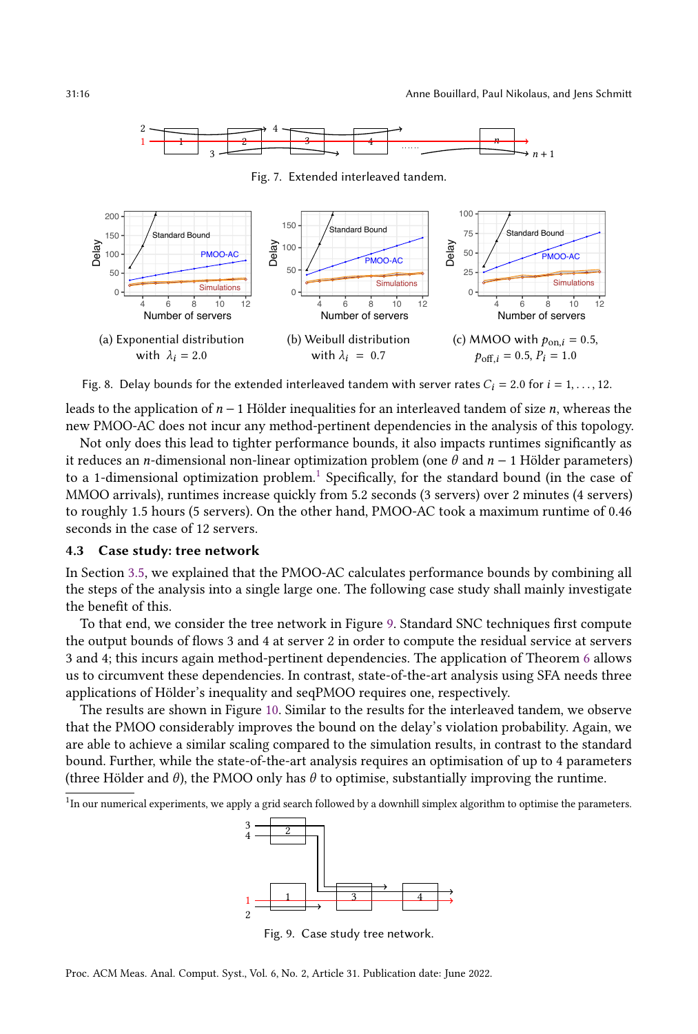Fig. 7. Extended interleaved tandem.

(a) Exponential distribution with $\lambda_i = 2.0$

(b) Weibull distribution with $\lambda_i = 0.7$

(c) MMOO with $p_{\text{on},i} = 0.5$, $p_{\text{off},i} = 0.5$, $P_i = 1.0$

Fig. 8. Delay bounds for the extended interleaved tandem with server rates $C_i = 2.0$ for $i = 1, \ldots, 12$.

leads to the application of $n - 1$ Hölder inequalities for an interleaved tandem of size $n$, whereas the new PMOO-AC does not incur any method-pertinent dependencies in the analysis of this topology.

Not only does this lead to tighter performance bounds, it also impacts runtimes significantly as it reduces an $n$-dimensional non-linear optimization problem (one $\theta$ and $n - 1$ Hölder parameters) to a 1-dimensional optimization problem.[1] Specifically, for the standard bound (in the case of MMOO arrivals), runtimes increase quickly from 5.2 seconds (3 servers) over 2 minutes (4 servers) to roughly 1.5 hours (5 servers). On the other hand, PMOO-AC took a maximum runtime of 0.46 seconds in the case of 12 servers.

### 4.3 Case study: tree network

In Section 3.5, we explained that the PMOO-AC calculates performance bounds by combining all the steps of the analysis into a single large one. The following case study shall mainly investigate the benefit of this.

To that end, we consider the tree network in Figure 9. Standard SNC techniques first compute the output bounds of flows 3 and 4 at server 2 in order to compute the residual service at servers 3 and 4; this incurs again method-pertinent dependencies. The application of Theorem 6 allows us to circumvent these dependencies. In contrast, state-of-the-art analysis using SFA needs three applications of Hölder's inequality and seqPMOO requires one, respectively.

The results are shown in Figure 10. Similar to the results for the interleaved tandem, we observe that the PMOO considerably improves the bound on the delay's violation probability. Again, we are able to achieve a similar scaling compared to the simulation results, in contrast to the standard bound. Further, while the state-of-the-art analysis requires an optimisation of up to 4 parameters (three Hölder and $\theta$), the PMOO only has $\theta$ to optimise, substantially improving the runtime.

[1] In our numerical experiments, we apply a grid search followed by a downhill simplex algorithm to optimise the parameters.

Fig. 9. Case study tree network.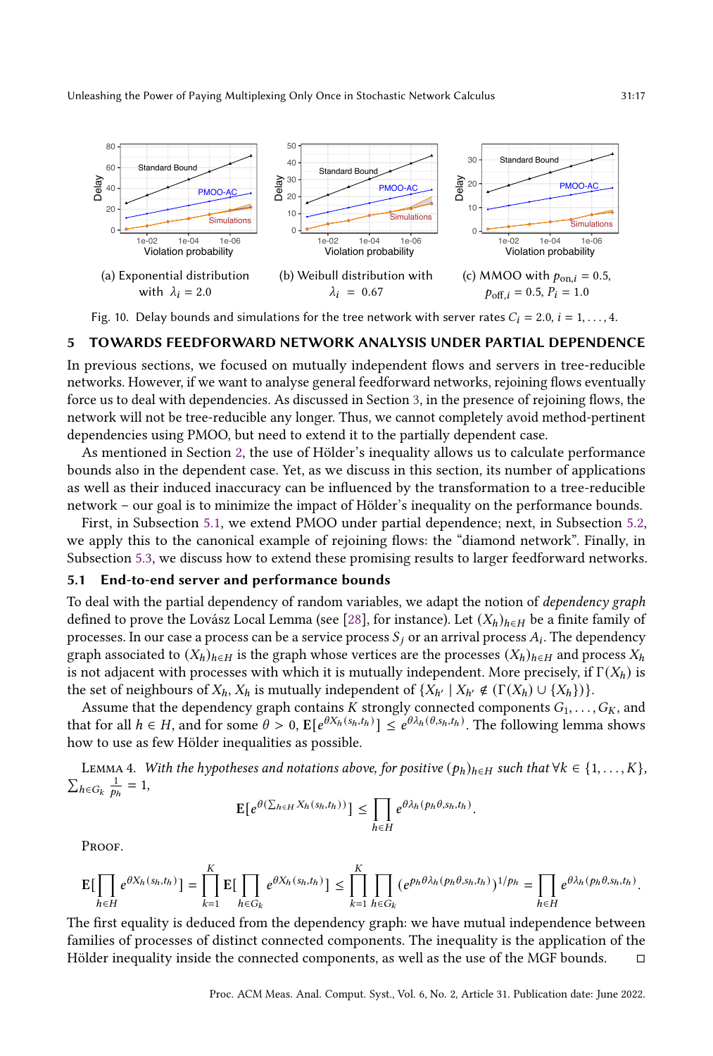(a) Exponential distribution with $\lambda_i = 2.0$

(b) Weibull distribution with $\lambda_i = 0.67$

(c) MMOO with $p_{\text{on},i} = 0.5$, $p_{\text{off},i} = 0.5$, $P_i = 1.0$

Fig. 10. Delay bounds and simulations for the tree network with server rates $C_i = 2.0$, $i = 1, \ldots, 4$.

## 5 TOWARDS FEEDFORWARD NETWORK ANALYSIS UNDER PARTIAL DEPENDENCE

In previous sections, we focused on mutually independent flows and servers in tree-reducible networks. However, if we want to analyse general feedforward networks, rejoining flows eventually force us to deal with dependencies. As discussed in Section 3, in the presence of rejoining flows, the network will not be tree-reducible any longer. Thus, we cannot completely avoid method-pertinent dependencies using PMOO, but need to extend it to the partially dependent case.

As mentioned in Section 2, the use of Hölder's inequality allows us to calculate performance bounds also in the dependent case. Yet, as we discuss in this section, its number of applications as well as their induced inaccuracy can be influenced by the transformation to a tree-reducible network – our goal is to minimize the impact of Hölder's inequality on the performance bounds.

First, in Subsection 5.1, we extend PMOO under partial dependence; next, in Subsection 5.2, we apply this to the canonical example of rejoining flows: the "diamond network". Finally, in Subsection 5.3, we discuss how to extend these promising results to larger feedforward networks.

### 5.1 End-to-end server and performance bounds

To deal with the partial dependency of random variables, we adapt the notion of *dependency graph* defined to prove the Lovász Local Lemma (see [28], for instance). Let $(X_h)_{h \in H}$ be a finite family of processes. In our case a process can be a service process $S_j$ or an arrival process $A_i$. The dependency graph associated to $(X_h)_{h \in H}$ is the graph whose vertices are the processes $(X_h)_{h \in H}$ and process $X_h$ is not adjacent with processes with which it is mutually independent. More precisely, if $\Gamma(X_h)$ is the set of neighbours of $X_h$, $X_h$ is mutually independent of $\{X_{h'} \mid X_{h'} \notin (\Gamma(X_h) \cup \{X_h\})\}$.

Assume that the dependency graph contains $K$ strongly connected components $G_1, \ldots, G_K$, and that for all $h \in H$, and for some $\theta > 0$, $\mathrm{E}[e^{\theta X_h(s_h, t_h)}] \leq e^{\theta \lambda_h(\theta, s_h, t_h)}$. The following lemma shows how to use as few Hölder inequalities as possible.

Lemma 4. *With the hypotheses and notations above, for positive $(p_h)_{h \in H}$ such that $\forall k \in \{1, \ldots, K\}$, $\sum_{h \in G_k} \frac{1}{p_h} = 1$,*

$$\mathrm{E}[e^{\theta(\sum_{h \in H} X_h(s_h, t_h))}] \leq \prod_{h \in H} e^{\theta \lambda_h(p_h \theta, s_h, t_h)}.$$

Proof.

$$\mathrm{E}[\prod_{h \in H} e^{\theta X_h(s_h, t_h)}] = \prod_{k=1}^{K} \mathrm{E}[\prod_{h \in G_k} e^{\theta X_h(s_h, t_h)}] \leq \prod_{k=1}^{K} \prod_{h \in G_k} (e^{p_h \theta \lambda_h(p_h \theta, s_h, t_h)})^{1/p_h} = \prod_{h \in H} e^{\theta \lambda_h(p_h \theta, s_h, t_h)}.$$

The first equality is deduced from the dependency graph: we have mutual independence between families of processes of distinct connected components. The inequality is the application of the Hölder inequality inside the connected components, as well as the use of the MGF bounds. □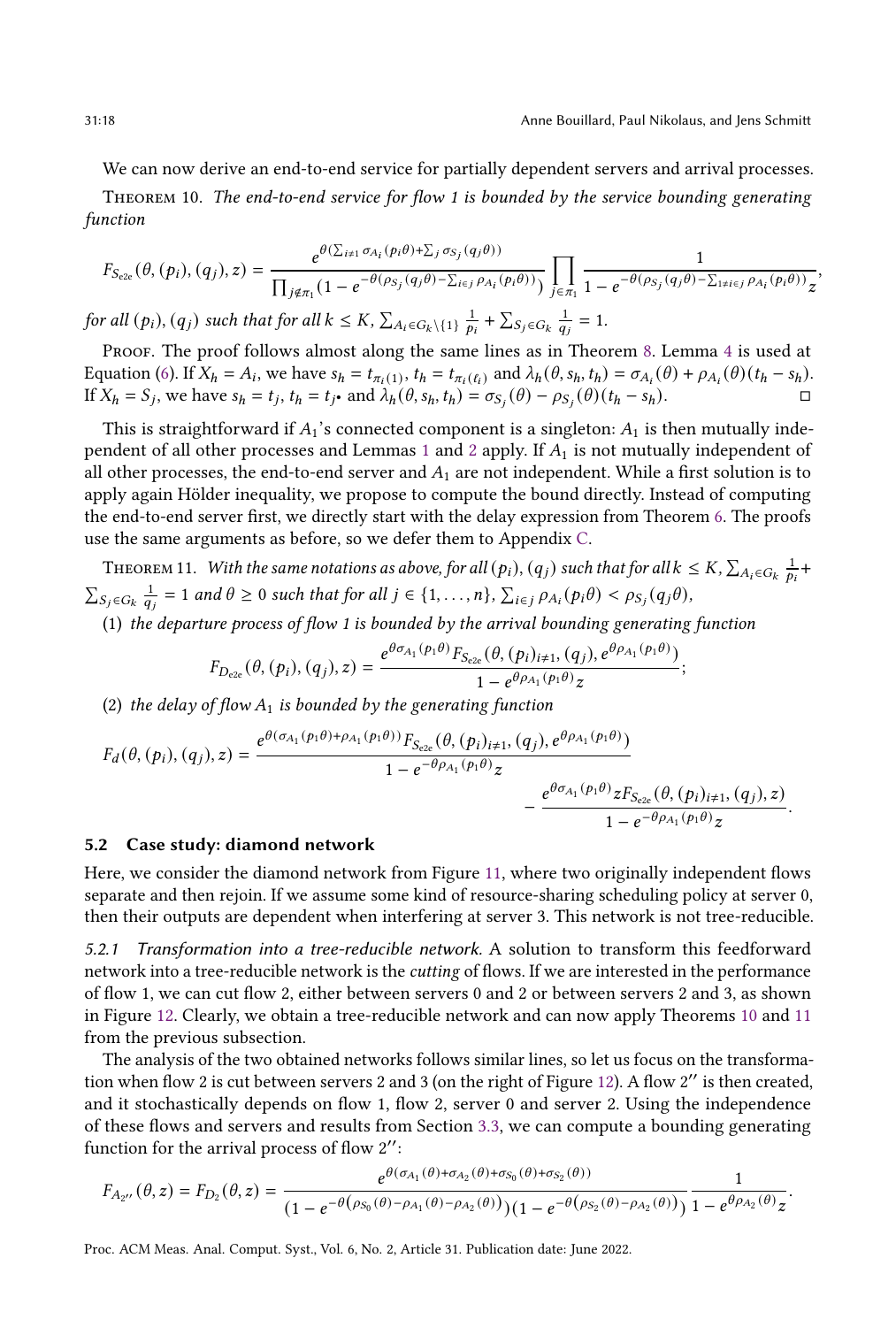We can now derive an end-to-end service for partially dependent servers and arrival processes.

Theorem 10. *The end-to-end service for flow 1 is bounded by the service bounding generating function*

$$F_{S_{\mathrm{e2e}}}(\theta, (p_i), (q_j), z) = \frac{e^{\theta(\sum_{i\neq 1}\sigma_{A_i}(p_i\theta) + \sum_j \sigma_{S_j}(q_j\theta))}}{\prod_{j\notin\pi_1}(1 - e^{-\theta(\rho_{S_j}(q_j\theta) - \sum_{i\in j}\rho_{A_i}(p_i\theta))})} \prod_{j\in\pi_1} \frac{1}{1 - e^{-\theta(\rho_{S_j}(q_j\theta) - \sum_{1\neq i\in j}\rho_{A_i}(p_i\theta))}z},$$

*for all $(p_i), (q_j)$ such that for all $k \leq K$, $\sum_{A_i\in G_k\setminus\{1\}} \frac{1}{p_i} + \sum_{S_j\in G_k} \frac{1}{q_j} = 1$.*

Proof. The proof follows almost along the same lines as in Theorem 8. Lemma 4 is used at Equation (6). If $X_h = A_i$, we have $s_h = t_{\pi_i(1)}$, $t_h = t_{\pi_i(\ell_i)}$ and $\lambda_h(\theta, s_h, t_h) = \sigma_{A_i}(\theta) + \rho_{A_i}(\theta)(t_h - s_h)$. If $X_h = S_j$, we have $s_h = t_j$, $t_h = t_{j\bullet}$ and $\lambda_h(\theta, s_h, t_h) = \sigma_{S_j}(\theta) - \rho_{S_j}(\theta)(t_h - s_h)$. ◻

This is straightforward if $A_1$'s connected component is a singleton: $A_1$ is then mutually independent of all other processes and Lemmas 1 and 2 apply. If $A_1$ is not mutually independent of all other processes, the end-to-end server and $A_1$ are not independent. While a first solution is to apply again Hölder inequality, we propose to compute the bound directly. Instead of computing the end-to-end server first, we directly start with the delay expression from Theorem 6. The proofs use the same arguments as before, so we defer them to Appendix C.

Theorem 11. *With the same notations as above, for all $(p_i), (q_j)$ such that for all $k \leq K$, $\sum_{A_i\in G_k} \frac{1}{p_i} + \sum_{S_j\in G_k} \frac{1}{q_j} = 1$ and $\theta \geq 0$ such that for all $j \in \{1, \ldots, n\}$, $\sum_{i\in j} \rho_{A_i}(p_i\theta) < \rho_{S_j}(q_j\theta)$,*

(1) *the departure process of flow 1 is bounded by the arrival bounding generating function*

$$F_{D_{\mathrm{e2e}}}(\theta, (p_i), (q_j), z) = \frac{e^{\theta\sigma_{A_1}(p_1\theta)} F_{S_{\mathrm{e2e}}}(\theta, (p_i)_{i\neq 1}, (q_j), e^{\theta\rho_{A_1}(p_1\theta)})}{1 - e^{\theta\rho_{A_1}(p_1\theta)}z};$$

(2) *the delay of flow $A_1$ is bounded by the generating function*

$$F_d(\theta, (p_i), (q_j), z) = \frac{e^{\theta(\sigma_{A_1}(p_1\theta) + \rho_{A_1}(p_1\theta))} F_{S_{\mathrm{e2e}}}(\theta, (p_i)_{i\neq 1}, (q_j), e^{\theta\rho_{A_1}(p_1\theta)})}{1 - e^{-\theta\rho_{A_1}(p_1\theta)}z} - \frac{e^{\theta\sigma_{A_1}(p_1\theta)} z F_{S_{\mathrm{e2e}}}(\theta, (p_i)_{i\neq 1}, (q_j), z)}{1 - e^{-\theta\rho_{A_1}(p_1\theta)}z}.$$

## 5.2 Case study: diamond network

Here, we consider the diamond network from Figure 11, where two originally independent flows separate and then rejoin. If we assume some kind of resource-sharing scheduling policy at server 0, then their outputs are dependent when interfering at server 3. This network is not tree-reducible.

### 5.2.1 Transformation into a tree-reducible network.

A solution to transform this feedforward network into a tree-reducible network is the *cutting* of flows. If we are interested in the performance of flow 1, we can cut flow 2, either between servers 0 and 2 or between servers 2 and 3, as shown in Figure 12. Clearly, we obtain a tree-reducible network and can now apply Theorems 10 and 11 from the previous subsection.

The analysis of the two obtained networks follows similar lines, so let us focus on the transformation when flow 2 is cut between servers 2 and 3 (on the right of Figure 12). A flow $2''$ is then created, and it stochastically depends on flow 1, flow 2, server 0 and server 2. Using the independence of these flows and servers and results from Section 3.3, we can compute a bounding generating function for the arrival process of flow $2''$:

$$F_{A_{2''}}(\theta, z) = F_{D_2}(\theta, z) = \frac{e^{\theta(\sigma_{A_1}(\theta) + \sigma_{A_2}(\theta) + \sigma_{S_0}(\theta) + \sigma_{S_2}(\theta))}}{(1 - e^{-\theta(\rho_{S_0}(\theta) - \rho_{A_1}(\theta) - \rho_{A_2}(\theta))})(1 - e^{-\theta(\rho_{S_2}(\theta) - \rho_{A_2}(\theta))})} \frac{1}{1 - e^{\theta\rho_{A_2}(\theta)}z}.$$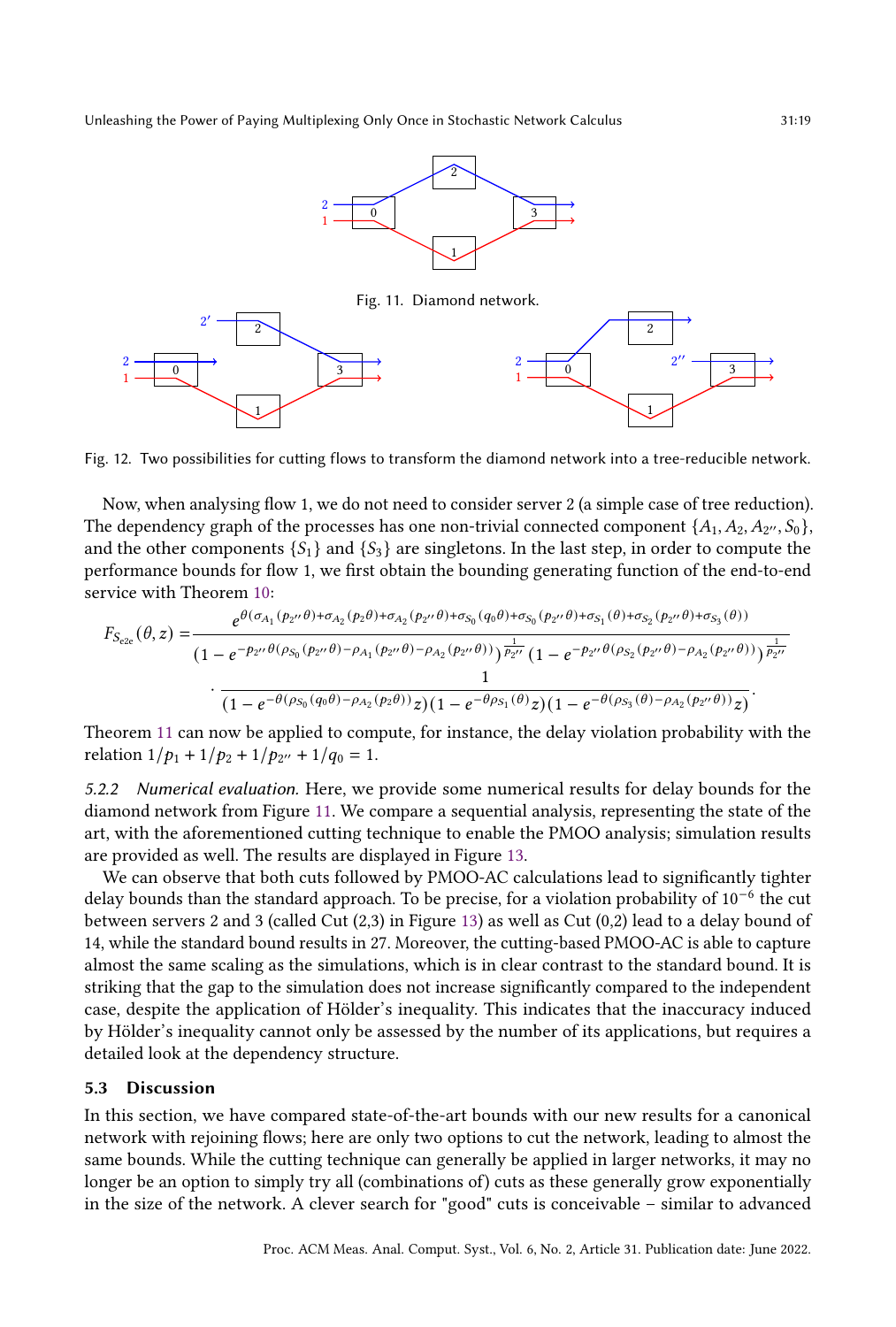Fig. 11. Diamond network.

Fig. 12. Two possibilities for cutting flows to transform the diamond network into a tree-reducible network.

Now, when analysing flow 1, we do not need to consider server 2 (a simple case of tree reduction). The dependency graph of the processes has one non-trivial connected component $\{A_1, A_2, A_{2''}, S_0\}$, and the other components $\{S_1\}$ and $\{S_3\}$ are singletons. In the last step, in order to compute the performance bounds for flow 1, we first obtain the bounding generating function of the end-to-end service with Theorem 10:

$$F_{S_{\text{e2e}}}(\theta, z) = \frac{e^{\theta(\sigma_{A_1}(p_{2''}\theta)+\sigma_{A_2}(p_2\theta)+\sigma_{A_2}(p_{2''}\theta)+\sigma_{S_0}(q_0\theta)+\sigma_{S_0}(p_{2''}\theta)+\sigma_{S_1}(\theta)+\sigma_{S_2}(p_{2''}\theta)+\sigma_{S_3}(\theta))}}{\left(1-e^{-p_{2''}\theta(\rho_{S_0}(p_{2''}\theta)-\rho_{A_1}(p_{2''}\theta)-\rho_{A_2}(p_{2''}\theta))}\right)^{\frac{1}{p_{2''}}}\left(1-e^{-p_{2''}\theta(\rho_{S_2}(p_{2''}\theta)-\rho_{A_2}(p_{2''}\theta))}\right)^{\frac{1}{p_{2''}}}}$$
$$\cdot \frac{1}{(1-e^{-\theta(\rho_{S_0}(q_0\theta)-\rho_{A_2}(p_2\theta))}z)(1-e^{-\theta\rho_{S_1}(\theta)}z)(1-e^{-\theta(\rho_{S_3}(\theta)-\rho_{A_2}(p_{2''}\theta))}z)}.$$

Theorem 11 can now be applied to compute, for instance, the delay violation probability with the relation $1/p_1 + 1/p_2 + 1/p_{2''} + 1/q_0 = 1$.

#### 5.2.2 *Numerical evaluation.*

Here, we provide some numerical results for delay bounds for the diamond network from Figure 11. We compare a sequential analysis, representing the state of the art, with the aforementioned cutting technique to enable the PMOO analysis; simulation results are provided as well. The results are displayed in Figure 13.

We can observe that both cuts followed by PMOO-AC calculations lead to significantly tighter delay bounds than the standard approach. To be precise, for a violation probability of $10^{-6}$ the cut between servers 2 and 3 (called Cut (2,3) in Figure 13) as well as Cut (0,2) lead to a delay bound of 14, while the standard bound results in 27. Moreover, the cutting-based PMOO-AC is able to capture almost the same scaling as the simulations, which is in clear contrast to the standard bound. It is striking that the gap to the simulation does not increase significantly compared to the independent case, despite the application of Hölder's inequality. This indicates that the inaccuracy induced by Hölder's inequality cannot only be assessed by the number of its applications, but requires a detailed look at the dependency structure.

### 5.3 Discussion

In this section, we have compared state-of-the-art bounds with our new results for a canonical network with rejoining flows; here are only two options to cut the network, leading to almost the same bounds. While the cutting technique can generally be applied in larger networks, it may no longer be an option to simply try all (combinations of) cuts as these generally grow exponentially in the size of the network. A clever search for "good" cuts is conceivable – similar to advanced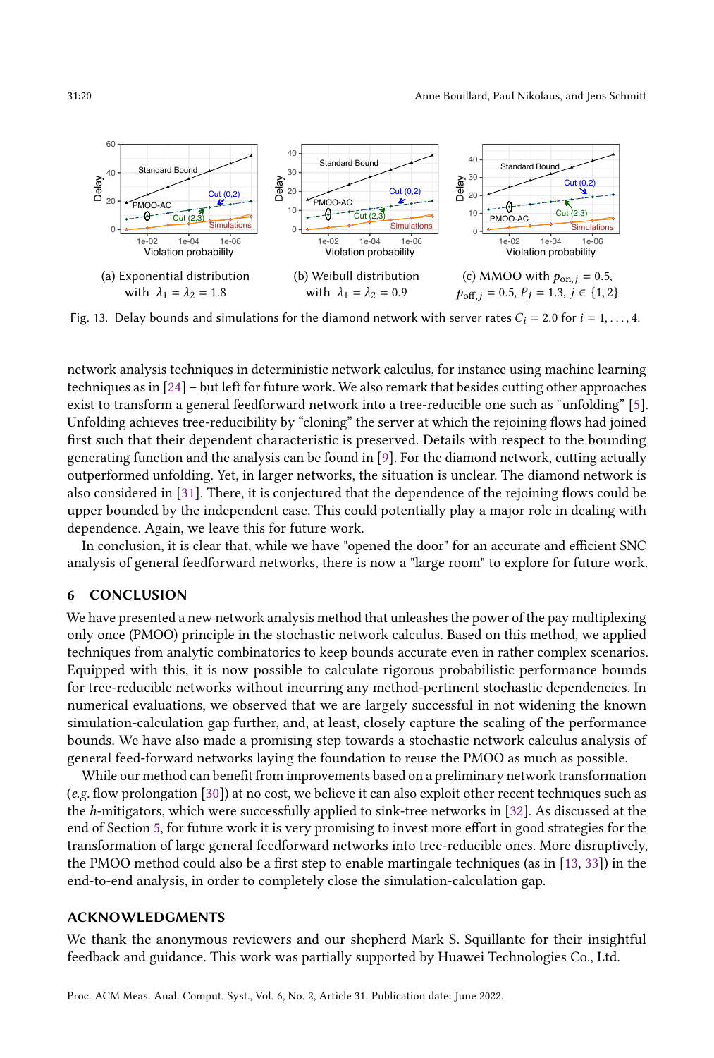(a) Exponential distribution with $\lambda_1 = \lambda_2 = 1.8$

(b) Weibull distribution with $\lambda_1 = \lambda_2 = 0.9$

(c) MMOO with $p_{\text{on},j} = 0.5$, $p_{\text{off},j} = 0.5$, $P_j = 1.3$, $j \in \{1, 2\}$

Fig. 13. Delay bounds and simulations for the diamond network with server rates $C_i = 2.0$ for $i = 1, \ldots, 4$.

network analysis techniques in deterministic network calculus, for instance using machine learning techniques as in [24] – but left for future work. We also remark that besides cutting other approaches exist to transform a general feedforward network into a tree-reducible one such as "unfolding" [5]. Unfolding achieves tree-reducibility by "cloning" the server at which the rejoining flows had joined first such that their dependent characteristic is preserved. Details with respect to the bounding generating function and the analysis can be found in [9]. For the diamond network, cutting actually outperformed unfolding. Yet, in larger networks, the situation is unclear. The diamond network is also considered in [31]. There, it is conjectured that the dependence of the rejoining flows could be upper bounded by the independent case. This could potentially play a major role in dealing with dependence. Again, we leave this for future work.

In conclusion, it is clear that, while we have "opened the door" for an accurate and efficient SNC analysis of general feedforward networks, there is now a "large room" to explore for future work.

## 6 CONCLUSION

We have presented a new network analysis method that unleashes the power of the pay multiplexing only once (PMOO) principle in the stochastic network calculus. Based on this method, we applied techniques from analytic combinatorics to keep bounds accurate even in rather complex scenarios. Equipped with this, it is now possible to calculate rigorous probabilistic performance bounds for tree-reducible networks without incurring any method-pertinent stochastic dependencies. In numerical evaluations, we observed that we are largely successful in not widening the known simulation-calculation gap further, and, at least, closely capture the scaling of the performance bounds. We have also made a promising step towards a stochastic network calculus analysis of general feed-forward networks laying the foundation to reuse the PMOO as much as possible.

While our method can benefit from improvements based on a preliminary network transformation (*e.g.* flow prolongation [30]) at no cost, we believe it can also exploit other recent techniques such as the $h$-mitigators, which were successfully applied to sink-tree networks in [32]. As discussed at the end of Section 5, for future work it is very promising to invest more effort in good strategies for the transformation of large general feedforward networks into tree-reducible ones. More disruptively, the PMOO method could also be a first step to enable martingale techniques (as in [13, 33]) in the end-to-end analysis, in order to completely close the simulation-calculation gap.

## ACKNOWLEDGMENTS

We thank the anonymous reviewers and our shepherd Mark S. Squillante for their insightful feedback and guidance. This work was partially supported by Huawei Technologies Co., Ltd.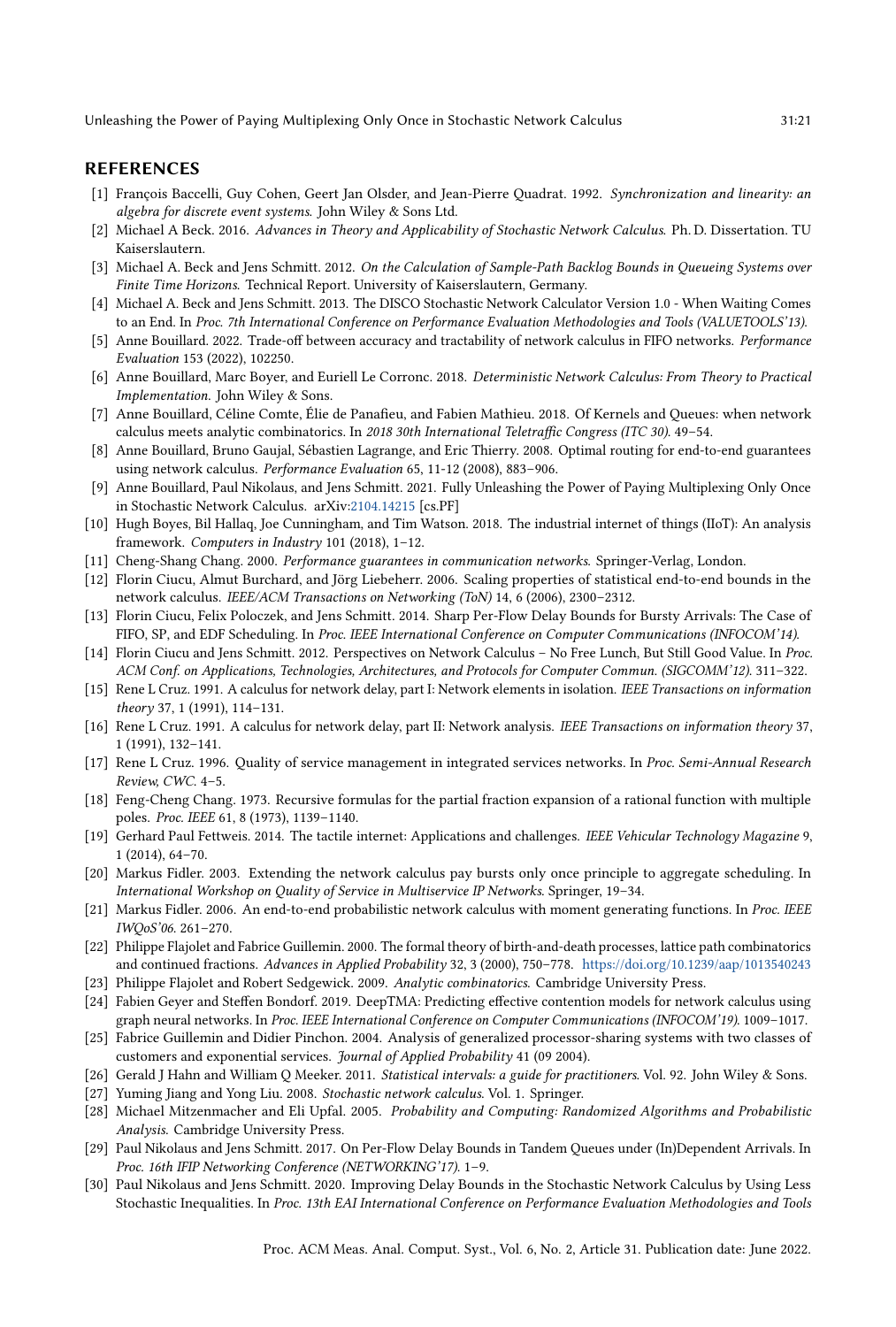## REFERENCES

[1] François Baccelli, Guy Cohen, Geert Jan Olsder, and Jean-Pierre Quadrat. 1992. *Synchronization and linearity: an algebra for discrete event systems*. John Wiley & Sons Ltd.

[2] Michael A Beck. 2016. *Advances in Theory and Applicability of Stochastic Network Calculus*. Ph. D. Dissertation. TU Kaiserslautern.

[3] Michael A. Beck and Jens Schmitt. 2012. *On the Calculation of Sample-Path Backlog Bounds in Queueing Systems over Finite Time Horizons*. Technical Report. University of Kaiserslautern, Germany.

[4] Michael A. Beck and Jens Schmitt. 2013. The DISCO Stochastic Network Calculator Version 1.0 - When Waiting Comes to an End. In *Proc. 7th International Conference on Performance Evaluation Methodologies and Tools (VALUETOOLS'13)*.

[5] Anne Bouillard. 2022. Trade-off between accuracy and tractability of network calculus in FIFO networks. *Performance Evaluation* 153 (2022), 102250.

[6] Anne Bouillard, Marc Boyer, and Euriell Le Corronc. 2018. *Deterministic Network Calculus: From Theory to Practical Implementation*. John Wiley & Sons.

[7] Anne Bouillard, Céline Comte, Élie de Panafieu, and Fabien Mathieu. 2018. Of Kernels and Queues: when network calculus meets analytic combinatorics. In *2018 30th International Teletraffic Congress (ITC 30)*. 49–54.

[8] Anne Bouillard, Bruno Gaujal, Sébastien Lagrange, and Eric Thierry. 2008. Optimal routing for end-to-end guarantees using network calculus. *Performance Evaluation* 65, 11-12 (2008), 883–906.

[9] Anne Bouillard, Paul Nikolaus, and Jens Schmitt. 2021. Fully Unleashing the Power of Paying Multiplexing Only Once in Stochastic Network Calculus. arXiv:2104.14215 [cs.PF]

[10] Hugh Boyes, Bil Hallaq, Joe Cunningham, and Tim Watson. 2018. The industrial internet of things (IIoT): An analysis framework. *Computers in Industry* 101 (2018), 1–12.

[11] Cheng-Shang Chang. 2000. *Performance guarantees in communication networks*. Springer-Verlag, London.

[12] Florin Ciucu, Almut Burchard, and Jörg Liebeherr. 2006. Scaling properties of statistical end-to-end bounds in the network calculus. *IEEE/ACM Transactions on Networking (ToN)* 14, 6 (2006), 2300–2312.

[13] Florin Ciucu, Felix Poloczek, and Jens Schmitt. 2014. Sharp Per-Flow Delay Bounds for Bursty Arrivals: The Case of FIFO, SP, and EDF Scheduling. In *Proc. IEEE International Conference on Computer Communications (INFOCOM'14)*.

[14] Florin Ciucu and Jens Schmitt. 2012. Perspectives on Network Calculus – No Free Lunch, But Still Good Value. In *Proc. ACM Conf. on Applications, Technologies, Architectures, and Protocols for Computer Commun. (SIGCOMM'12)*. 311–322.

[15] Rene L Cruz. 1991. A calculus for network delay, part I: Network elements in isolation. *IEEE Transactions on information theory* 37, 1 (1991), 114–131.

[16] Rene L Cruz. 1991. A calculus for network delay, part II: Network analysis. *IEEE Transactions on information theory* 37, 1 (1991), 132–141.

[17] Rene L Cruz. 1996. Quality of service management in integrated services networks. In *Proc. Semi-Annual Research Review, CWC*. 4–5.

[18] Feng-Cheng Chang. 1973. Recursive formulas for the partial fraction expansion of a rational function with multiple poles. *Proc. IEEE* 61, 8 (1973), 1139–1140.

[19] Gerhard Paul Fettweis. 2014. The tactile internet: Applications and challenges. *IEEE Vehicular Technology Magazine* 9, 1 (2014), 64–70.

[20] Markus Fidler. 2003. Extending the network calculus pay bursts only once principle to aggregate scheduling. In *International Workshop on Quality of Service in Multiservice IP Networks*. Springer, 19–34.

[21] Markus Fidler. 2006. An end-to-end probabilistic network calculus with moment generating functions. In *Proc. IEEE IWQoS'06*. 261–270.

[22] Philippe Flajolet and Fabrice Guillemin. 2000. The formal theory of birth-and-death processes, lattice path combinatorics and continued fractions. *Advances in Applied Probability* 32, 3 (2000), 750–778. https://doi.org/10.1239/aap/1013540243

[23] Philippe Flajolet and Robert Sedgewick. 2009. *Analytic combinatorics*. Cambridge University Press.

[24] Fabien Geyer and Steffen Bondorf. 2019. DeepTMA: Predicting effective contention models for network calculus using graph neural networks. In *Proc. IEEE International Conference on Computer Communications (INFOCOM'19)*. 1009–1017.

[25] Fabrice Guillemin and Didier Pinchon. 2004. Analysis of generalized processor-sharing systems with two classes of customers and exponential services. *Journal of Applied Probability* 41 (09 2004).

[26] Gerald J Hahn and William Q Meeker. 2011. *Statistical intervals: a guide for practitioners*. Vol. 92. John Wiley & Sons.

[27] Yuming Jiang and Yong Liu. 2008. *Stochastic network calculus*. Vol. 1. Springer.

[28] Michael Mitzenmacher and Eli Upfal. 2005. *Probability and Computing: Randomized Algorithms and Probabilistic Analysis*. Cambridge University Press.

[29] Paul Nikolaus and Jens Schmitt. 2017. On Per-Flow Delay Bounds in Tandem Queues under (In)Dependent Arrivals. In *Proc. 16th IFIP Networking Conference (NETWORKING'17)*. 1–9.

[30] Paul Nikolaus and Jens Schmitt. 2020. Improving Delay Bounds in the Stochastic Network Calculus by Using Less Stochastic Inequalities. In *Proc. 13th EAI International Conference on Performance Evaluation Methodologies and Tools*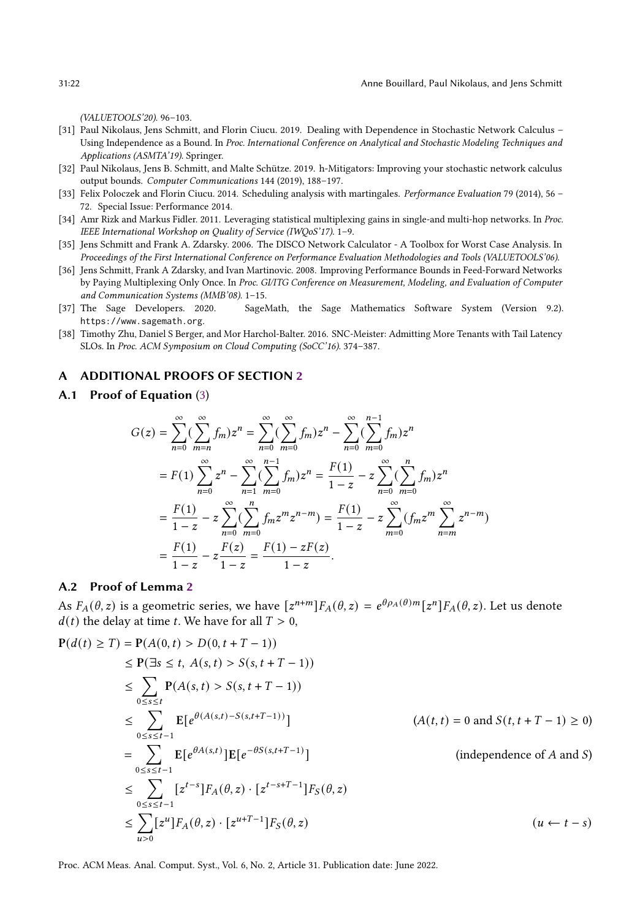(VALUETOOLS'20). 96–103.

[31] Paul Nikolaus, Jens Schmitt, and Florin Ciucu. 2019. Dealing with Dependence in Stochastic Network Calculus – Using Independence as a Bound. In *Proc. International Conference on Analytical and Stochastic Modeling Techniques and Applications (ASMTA'19)*. Springer.

[32] Paul Nikolaus, Jens B. Schmitt, and Malte Schütze. 2019. h-Mitigators: Improving your stochastic network calculus output bounds. *Computer Communications* 144 (2019), 188–197.

[33] Felix Poloczek and Florin Ciucu. 2014. Scheduling analysis with martingales. *Performance Evaluation* 79 (2014), 56 – 72. Special Issue: Performance 2014.

[34] Amr Rizk and Markus Fidler. 2011. Leveraging statistical multiplexing gains in single-and multi-hop networks. In *Proc. IEEE International Workshop on Quality of Service (IWQoS'17)*. 1–9.

[35] Jens Schmitt and Frank A. Zdarsky. 2006. The DISCO Network Calculator - A Toolbox for Worst Case Analysis. In *Proceedings of the First International Conference on Performance Evaluation Methodologies and Tools (VALUETOOLS'06)*.

[36] Jens Schmitt, Frank A Zdarsky, and Ivan Martinovic. 2008. Improving Performance Bounds in Feed-Forward Networks by Paying Multiplexing Only Once. In *Proc. GI/ITG Conference on Measurement, Modeling, and Evaluation of Computer and Communication Systems (MMB'08)*. 1–15.

[37] The Sage Developers. 2020. SageMath, the Sage Mathematics Software System (Version 9.2). https://www.sagemath.org.

[38] Timothy Zhu, Daniel S Berger, and Mor Harchol-Balter. 2016. SNC-Meister: Admitting More Tenants with Tail Latency SLOs. In *Proc. ACM Symposium on Cloud Computing (SoCC'16)*. 374–387.

## A ADDITIONAL PROOFS OF SECTION 2

### A.1 Proof of Equation (3)

$$
\begin{aligned}
G(z) &= \sum_{n=0}^{\infty}(\sum_{m=n}^{\infty} f_m)z^n = \sum_{n=0}^{\infty}(\sum_{m=0}^{\infty} f_m)z^n - \sum_{n=0}^{\infty}(\sum_{m=0}^{n-1} f_m)z^n \\
&= F(1)\sum_{n=0}^{\infty} z^n - \sum_{n=1}^{\infty}(\sum_{m=0}^{n-1} f_m)z^n = \frac{F(1)}{1-z} - z\sum_{n=0}^{\infty}(\sum_{m=0}^{n} f_m)z^n \\
&= \frac{F(1)}{1-z} - z\sum_{n=0}^{\infty}(\sum_{m=0}^{n} f_m z^m z^{n-m}) = \frac{F(1)}{1-z} - z\sum_{m=0}^{\infty}(f_m z^m \sum_{n=m}^{\infty} z^{n-m}) \\
&= \frac{F(1)}{1-z} - z\frac{F(z)}{1-z} = \frac{F(1) - zF(z)}{1-z}.
\end{aligned}
$$

### A.2 Proof of Lemma 2

As $F_A(\theta, z)$ is a geometric series, we have $[z^{n+m}]F_A(\theta, z) = e^{\theta\rho_A(\theta)m}[z^n]F_A(\theta, z)$. Let us denote $d(t)$ the delay at time $t$. We have for all $T > 0$,

$$
\begin{aligned}
\mathbf{P}(d(t) \geq T) &= \mathbf{P}(A(0,t) > D(0, t+T-1)) \\
&\leq \mathbf{P}(\exists s \leq t,\ A(s,t) > S(s, t+T-1)) \\
&\leq \sum_{0 \leq s \leq t} \mathbf{P}(A(s,t) > S(s, t+T-1)) \\
&\leq \sum_{0 \leq s \leq t-1} \mathbf{E}[e^{\theta(A(s,t) - S(s,t+T-1))}] && (A(t,t) = 0 \text{ and } S(t, t+T-1) \geq 0) \\
&= \sum_{0 \leq s \leq t-1} \mathbf{E}[e^{\theta A(s,t)}]\mathbf{E}[e^{-\theta S(s,t+T-1)}] && (\text{independence of } A \text{ and } S) \\
&\leq \sum_{0 \leq s \leq t-1} [z^{t-s}]F_A(\theta, z) \cdot [z^{t-s+T-1}]F_S(\theta, z) \\
&\leq \sum_{u>0} [z^u]F_A(\theta, z) \cdot [z^{u+T-1}]F_S(\theta, z) && (u \leftarrow t-s)
\end{aligned}
$$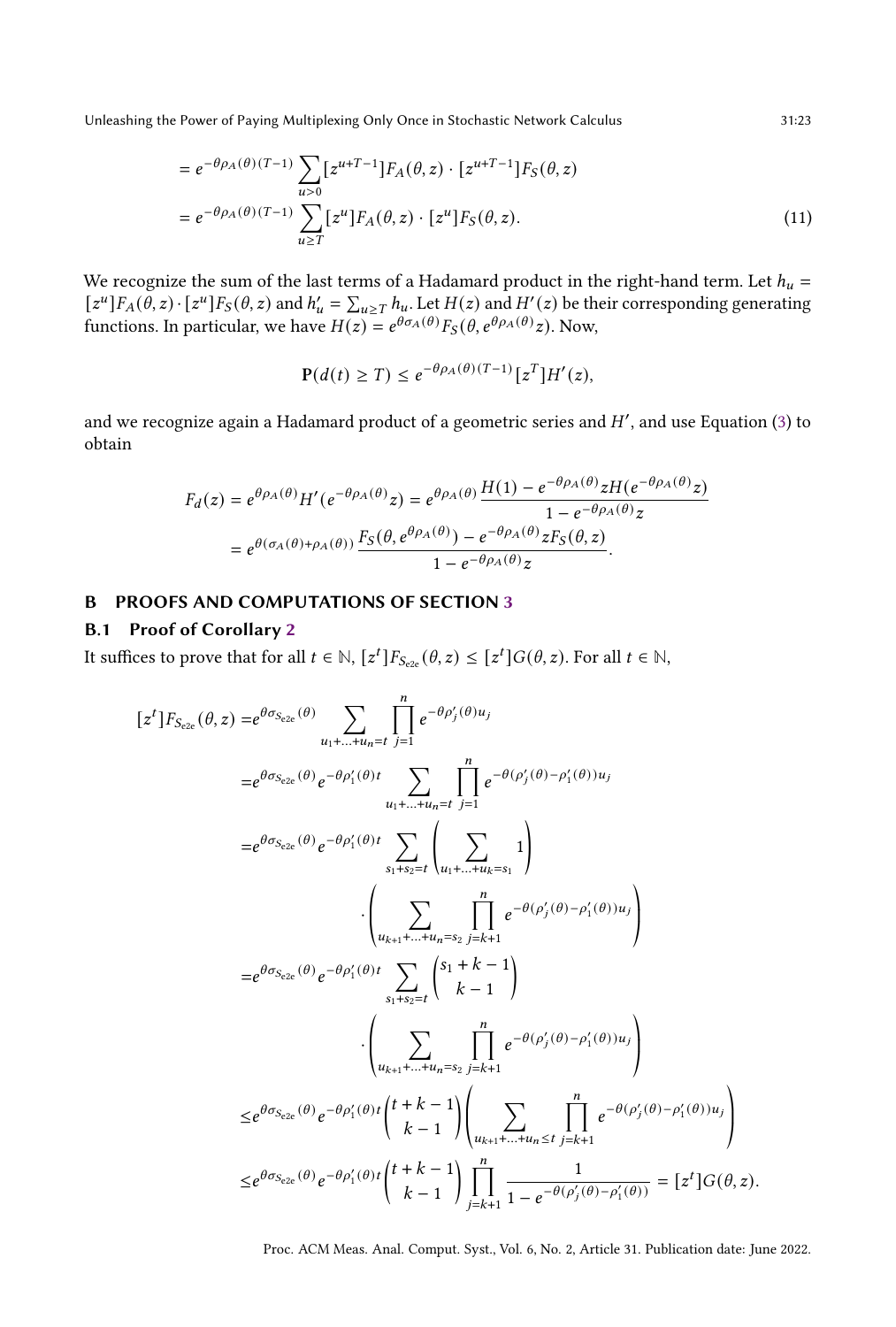$$
= e^{-\theta\rho_A(\theta)(T-1)} \sum_{u>0} [z^{u+T-1}] F_A(\theta, z) \cdot [z^{u+T-1}] F_S(\theta, z)
$$

$$
= e^{-\theta\rho_A(\theta)(T-1)} \sum_{u \geq T} [z^u] F_A(\theta, z) \cdot [z^u] F_S(\theta, z). \tag{11}
$$

We recognize the sum of the last terms of a Hadamard product in the right-hand term. Let $h_u = [z^u]F_A(\theta, z) \cdot [z^u]F_S(\theta, z)$ and $h'_u = \sum_{u \geq T} h_u$. Let $H(z)$ and $H'(z)$ be their corresponding generating functions. In particular, we have $H(z) = e^{\theta\sigma_A(\theta)} F_S(\theta, e^{\theta\rho_A(\theta)} z)$. Now,

$$
\mathbf{P}(d(t) \geq T) \leq e^{-\theta\rho_A(\theta)(T-1)} [z^T] H'(z),
$$

and we recognize again a Hadamard product of a geometric series and $H'$, and use Equation (3) to obtain

$$
F_d(z) = e^{\theta\rho_A(\theta)} H'(e^{-\theta\rho_A(\theta)} z) = e^{\theta\rho_A(\theta)} \frac{H(1) - e^{-\theta\rho_A(\theta)} z H(e^{-\theta\rho_A(\theta)} z)}{1 - e^{-\theta\rho_A(\theta)} z}
$$

$$
= e^{\theta(\sigma_A(\theta) + \rho_A(\theta))} \frac{F_S(\theta, e^{\theta\rho_A(\theta)}) - e^{-\theta\rho_A(\theta)} z F_S(\theta, z)}{1 - e^{-\theta\rho_A(\theta)} z}.
$$

## B PROOFS AND COMPUTATIONS OF SECTION 3

### B.1 Proof of Corollary 2

It suffices to prove that for all $t \in \mathbb{N}$, $[z^t]F_{S_{\text{e2e}}}(\theta, z) \leq [z^t]G(\theta, z)$. For all $t \in \mathbb{N}$,

$$
\begin{aligned}
[z^t]F_{S_{\text{e2e}}}(\theta, z) &= e^{\theta\sigma_{S_{\text{e2e}}}(\theta)} \sum_{u_1 + \ldots + u_n = t} \prod_{j=1}^{n} e^{-\theta\rho'_j(\theta) u_j} \\
&= e^{\theta\sigma_{S_{\text{e2e}}}(\theta)} e^{-\theta\rho'_1(\theta) t} \sum_{u_1 + \ldots + u_n = t} \prod_{j=1}^{n} e^{-\theta(\rho'_j(\theta) - \rho'_1(\theta)) u_j} \\
&= e^{\theta\sigma_{S_{\text{e2e}}}(\theta)} e^{-\theta\rho'_1(\theta) t} \sum_{s_1 + s_2 = t} \left( \sum_{u_1 + \ldots + u_k = s_1} 1 \right) \\
&\qquad \cdot \left( \sum_{u_{k+1} + \ldots + u_n = s_2} \prod_{j=k+1}^{n} e^{-\theta(\rho'_j(\theta) - \rho'_1(\theta)) u_j} \right) \\
&= e^{\theta\sigma_{S_{\text{e2e}}}(\theta)} e^{-\theta\rho'_1(\theta) t} \sum_{s_1 + s_2 = t} \binom{s_1 + k - 1}{k - 1} \\
&\qquad \cdot \left( \sum_{u_{k+1} + \ldots + u_n = s_2} \prod_{j=k+1}^{n} e^{-\theta(\rho'_j(\theta) - \rho'_1(\theta)) u_j} \right) \\
&\leq e^{\theta\sigma_{S_{\text{e2e}}}(\theta)} e^{-\theta\rho'_1(\theta) t} \binom{t + k - 1}{k - 1} \left( \sum_{u_{k+1} + \ldots + u_n \leq t} \prod_{j=k+1}^{n} e^{-\theta(\rho'_j(\theta) - \rho'_1(\theta)) u_j} \right) \\
&\leq e^{\theta\sigma_{S_{\text{e2e}}}(\theta)} e^{-\theta\rho'_1(\theta) t} \binom{t + k - 1}{k - 1} \prod_{j=k+1}^{n} \frac{1}{1 - e^{-\theta(\rho'_j(\theta) - \rho'_1(\theta))}} = [z^t]G(\theta, z).
\end{aligned}
$$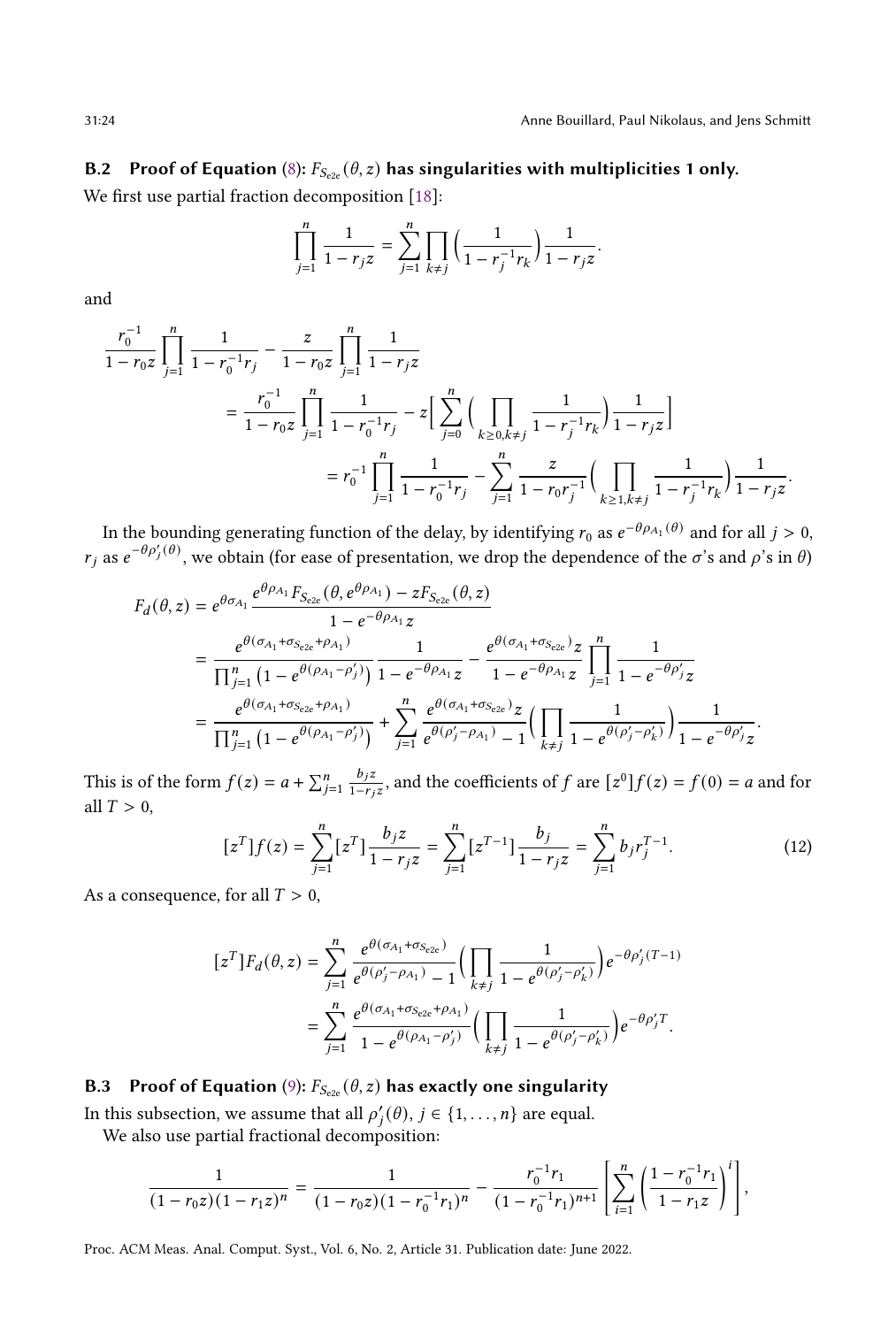### B.2 Proof of Equation (8): $F_{S_{\text{e2e}}}(\theta, z)$ has singularities with multiplicities 1 only.

We first use partial fraction decomposition [18]:

$$\prod_{j=1}^{n} \frac{1}{1 - r_j z} = \sum_{j=1}^{n} \prod_{k \neq j} \Big( \frac{1}{1 - r_j^{-1} r_k} \Big) \frac{1}{1 - r_j z}.$$

and

$$\begin{aligned}
\frac{r_0^{-1}}{1 - r_0 z} \prod_{j=1}^{n} \frac{1}{1 - r_0^{-1} r_j} - \frac{z}{1 - r_0 z} \prod_{j=1}^{n} \frac{1}{1 - r_j z} \\
&= \frac{r_0^{-1}}{1 - r_0 z} \prod_{j=1}^{n} \frac{1}{1 - r_0^{-1} r_j} - z \Big[ \sum_{j=0}^{n} \Big( \prod_{k \geq 0, k \neq j} \frac{1}{1 - r_j^{-1} r_k} \Big) \frac{1}{1 - r_j z} \Big] \\
&= r_0^{-1} \prod_{j=1}^{n} \frac{1}{1 - r_0^{-1} r_j} - \sum_{j=1}^{n} \frac{z}{1 - r_0 r_j^{-1}} \Big( \prod_{k \geq 1, k \neq j} \frac{1}{1 - r_j^{-1} r_k} \Big) \frac{1}{1 - r_j z}.
\end{aligned}$$

In the bounding generating function of the delay, by identifying $r_0$ as $e^{-\theta \rho_{A_1}(\theta)}$ and for all $j > 0$, $r_j$ as $e^{-\theta \rho'_j(\theta)}$, we obtain (for ease of presentation, we drop the dependence of the $\sigma$'s and $\rho$'s in $\theta$)

$$\begin{aligned}
F_d(\theta, z) &= e^{\theta \sigma_{A_1}} \frac{e^{\theta \rho_{A_1}} F_{S_{\text{e2e}}}(\theta, e^{\theta \rho_{A_1}}) - z F_{S_{\text{e2e}}}(\theta, z)}{1 - e^{-\theta \rho_{A_1}} z} \\
&= \frac{e^{\theta(\sigma_{A_1} + \sigma_{S_{\text{e2e}}} + \rho_{A_1})}}{\prod_{j=1}^{n} \big(1 - e^{\theta(\rho_{A_1} - \rho'_j)}\big)} \frac{1}{1 - e^{-\theta \rho_{A_1}} z} - \frac{e^{\theta(\sigma_{A_1} + \sigma_{S_{\text{e2e}}})} z}{1 - e^{-\theta \rho_{A_1}} z} \prod_{j=1}^{n} \frac{1}{1 - e^{-\theta \rho'_j} z} \\
&= \frac{e^{\theta(\sigma_{A_1} + \sigma_{S_{\text{e2e}}} + \rho_{A_1})}}{\prod_{j=1}^{n} \big(1 - e^{\theta(\rho_{A_1} - \rho'_j)}\big)} + \sum_{j=1}^{n} \frac{e^{\theta(\sigma_{A_1} + \sigma_{S_{\text{e2e}}})} z}{e^{\theta(\rho'_j - \rho_{A_1})} - 1} \Big( \prod_{k \neq j} \frac{1}{1 - e^{\theta(\rho'_j - \rho'_k)}} \Big) \frac{1}{1 - e^{-\theta \rho'_j} z}.
\end{aligned}$$

This is of the form $f(z) = a + \sum_{j=1}^{n} \frac{b_j z}{1 - r_j z}$, and the coefficients of $f$ are $[z^0] f(z) = f(0) = a$ and for all $T > 0$,

$$[z^T] f(z) = \sum_{j=1}^{n} [z^T] \frac{b_j z}{1 - r_j z} = \sum_{j=1}^{n} [z^{T-1}] \frac{b_j}{1 - r_j z} = \sum_{j=1}^{n} b_j r_j^{T-1}. \tag{12}$$

As a consequence, for all $T > 0$,

$$\begin{aligned}
[z^T] F_d(\theta, z) &= \sum_{j=1}^{n} \frac{e^{\theta(\sigma_{A_1} + \sigma_{S_{\text{e2e}}})}}{e^{\theta(\rho'_j - \rho_{A_1})} - 1} \Big( \prod_{k \neq j} \frac{1}{1 - e^{\theta(\rho'_j - \rho'_k)}} \Big) e^{-\theta \rho'_j (T-1)} \\
&= \sum_{j=1}^{n} \frac{e^{\theta(\sigma_{A_1} + \sigma_{S_{\text{e2e}}} + \rho_{A_1})}}{1 - e^{\theta(\rho_{A_1} - \rho'_j)}} \Big( \prod_{k \neq j} \frac{1}{1 - e^{\theta(\rho'_j - \rho'_k)}} \Big) e^{-\theta \rho'_j T}.
\end{aligned}$$

### B.3 Proof of Equation (9): $F_{S_{\text{e2e}}}(\theta, z)$ has exactly one singularity

In this subsection, we assume that all $\rho'_j(\theta)$, $j \in \{1, \dots, n\}$ are equal.

We also use partial fractional decomposition:

$$\frac{1}{(1 - r_0 z)(1 - r_1 z)^n} = \frac{1}{(1 - r_0 z)(1 - r_0^{-1} r_1)^n} - \frac{r_0^{-1} r_1}{(1 - r_0^{-1} r_1)^{n+1}} \left[ \sum_{i=1}^{n} \left( \frac{1 - r_0^{-1} r_1}{1 - r_1 z} \right)^i \right],$$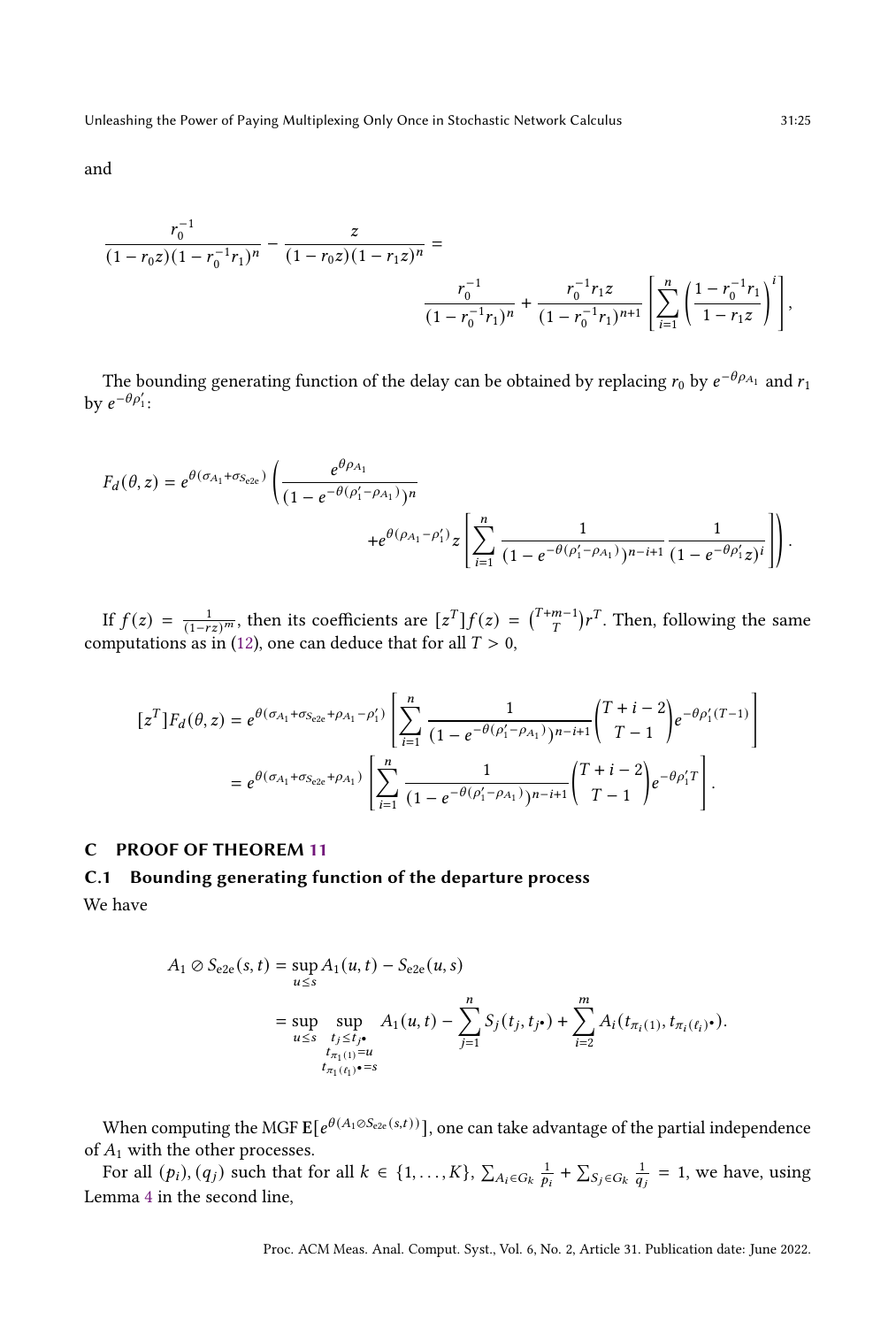and

$$\frac{r_0^{-1}}{(1-r_0z)(1-r_0^{-1}r_1)^n} - \frac{z}{(1-r_0z)(1-r_1z)^n} = \frac{r_0^{-1}}{(1-r_0^{-1}r_1)^n} + \frac{r_0^{-1}r_1z}{(1-r_0^{-1}r_1)^{n+1}}\left[\sum_{i=1}^{n}\left(\frac{1-r_0^{-1}r_1}{1-r_1z}\right)^i\right],$$

The bounding generating function of the delay can be obtained by replacing $r_0$ by $e^{-\theta\rho_{A_1}}$ and $r_1$ by $e^{-\theta\rho'_1}$:

$$F_d(\theta,z) = e^{\theta(\sigma_{A_1}+\sigma_{S_{\text{e2e}}})}\left(\frac{e^{\theta\rho_{A_1}}}{(1-e^{-\theta(\rho'_1-\rho_{A_1})})^n} + e^{\theta(\rho_{A_1}-\rho'_1)}z\left[\sum_{i=1}^{n}\frac{1}{(1-e^{-\theta(\rho'_1-\rho_{A_1})})^{n-i+1}}\frac{1}{(1-e^{-\theta\rho'_1}z)^i}\right]\right).$$

If $f(z) = \frac{1}{(1-rz)^m}$, then its coefficients are $[z^T]f(z) = \binom{T+m-1}{T}r^T$. Then, following the same computations as in (12), one can deduce that for all $T > 0$,

$$\begin{aligned}
[z^T]F_d(\theta,z) &= e^{\theta(\sigma_{A_1}+\sigma_{S_{\text{e2e}}}+\rho_{A_1}-\rho'_1)}\left[\sum_{i=1}^{n}\frac{1}{(1-e^{-\theta(\rho'_1-\rho_{A_1})})^{n-i+1}}\binom{T+i-2}{T-1}e^{-\theta\rho'_1(T-1)}\right]\\
&= e^{\theta(\sigma_{A_1}+\sigma_{S_{\text{e2e}}}+\rho_{A_1})}\left[\sum_{i=1}^{n}\frac{1}{(1-e^{-\theta(\rho'_1-\rho_{A_1})})^{n-i+1}}\binom{T+i-2}{T-1}e^{-\theta\rho'_1 T}\right].
\end{aligned}$$

## C PROOF OF THEOREM 11

### C.1 Bounding generating function of the departure process

We have

$$\begin{aligned}
A_1 \oslash S_{\text{e2e}}(s,t) &= \sup_{u\le s} A_1(u,t) - S_{\text{e2e}}(u,s)\\
&= \sup_{u\le s}\ \sup_{\substack{t_j\le t_{j^\bullet}\\ t_{\pi_1(1)}=u\\ t_{\pi_1(\ell_1)^\bullet}=s}} A_1(u,t) - \sum_{j=1}^{n} S_j(t_j,t_{j^\bullet}) + \sum_{i=2}^{m} A_i(t_{\pi_i(1)}, t_{\pi_i(\ell_i)^\bullet}).
\end{aligned}$$

When computing the MGF $\mathbf{E}[e^{\theta(A_1\oslash S_{e2e}(s,t))}]$, one can take advantage of the partial independence of $A_1$ with the other processes.

For all $(p_i), (q_j)$ such that for all $k \in \{1,\dots,K\}$, $\sum_{A_i\in G_k}\frac{1}{p_i} + \sum_{S_j\in G_k}\frac{1}{q_j} = 1$, we have, using Lemma 4 in the second line,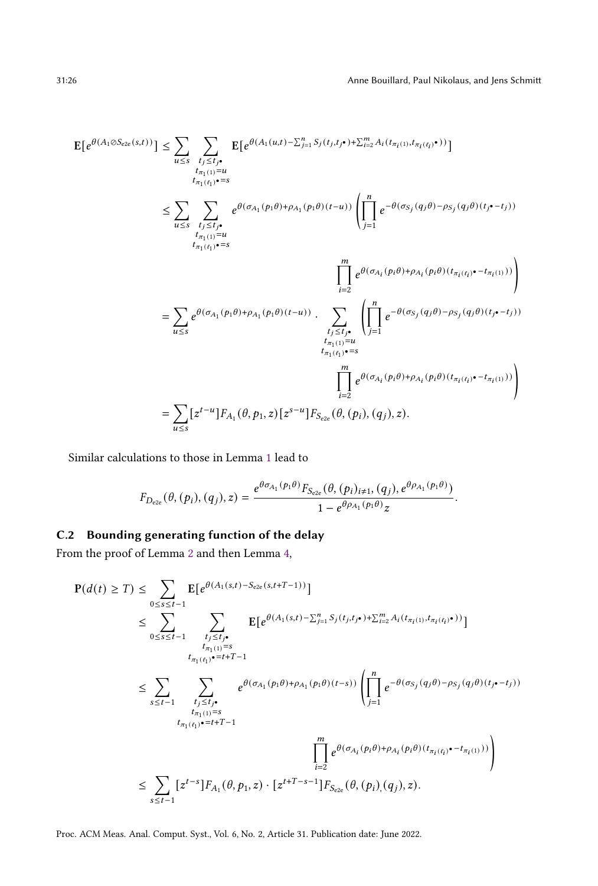$$
\begin{aligned}
\mathbf{E}[e^{\theta(A_1 \oslash S_{\text{e2e}}(s,t))}] &\leq \sum_{u \leq s} \sum_{\substack{t_j \leq t_{j^\bullet} \\ t_{\pi_1(1)}=u \\ t_{\pi_1(\ell_1)^\bullet}=s}} \mathbf{E}[e^{\theta(A_1(u,t) - \sum_{j=1}^n S_j(t_j, t_{j^\bullet}) + \sum_{i=2}^m A_i(t_{\pi_i(1)}, t_{\pi_i(\ell_i)^\bullet}))}] \\
&\leq \sum_{u \leq s} \sum_{\substack{t_j \leq t_{j^\bullet} \\ t_{\pi_1(1)}=u \\ t_{\pi_1(\ell_1)^\bullet}=s}} e^{\theta(\sigma_{A_1}(p_1\theta) + \rho_{A_1}(p_1\theta)(t-u))} \left( \prod_{j=1}^n e^{-\theta(\sigma_{S_j}(q_j\theta) - \rho_{S_j}(q_j\theta)(t_{j^\bullet} - t_j))} \right. \\
&\qquad \left. \prod_{i=2}^m e^{\theta(\sigma_{A_i}(p_i\theta) + \rho_{A_i}(p_i\theta)(t_{\pi_i(\ell_i)^\bullet} - t_{\pi_i(1)}))} \right) \\
&= \sum_{u \leq s} e^{\theta(\sigma_{A_1}(p_1\theta) + \rho_{A_1}(p_1\theta)(t-u))} \cdot \sum_{\substack{t_j \leq t_{j^\bullet} \\ t_{\pi_1(1)}=u \\ t_{\pi_1(\ell_1)^\bullet}=s}} \left( \prod_{j=1}^n e^{-\theta(\sigma_{S_j}(q_j\theta) - \rho_{S_j}(q_j\theta)(t_{j^\bullet} - t_j))} \right. \\
&\qquad \left. \prod_{i=2}^m e^{\theta(\sigma_{A_i}(p_i\theta) + \rho_{A_i}(p_i\theta)(t_{\pi_i(\ell_i)^\bullet} - t_{\pi_i(1)}))} \right) \\
&= \sum_{u \leq s} [z^{t-u}] F_{A_1}(\theta, p_1, z) [z^{s-u}] F_{S_{\text{e2e}}}(\theta, (p_i), (q_j), z).
\end{aligned}
$$

Similar calculations to those in Lemma 1 lead to

$$
F_{D_{\text{e2e}}}(\theta, (p_i), (q_j), z) = \frac{e^{\theta\sigma_{A_1}(p_1\theta)} F_{S_{\text{e2e}}}(\theta, (p_i)_{i \neq 1}, (q_j), e^{\theta\rho_{A_1}(p_1\theta)})}{1 - e^{\theta\rho_{A_1}(p_1\theta)} z}.
$$

## C.2 Bounding generating function of the delay

From the proof of Lemma 2 and then Lemma 4,

$$
\begin{aligned}
\mathbf{P}(d(t) \geq T) &\leq \sum_{0 \leq s \leq t-1} \mathbf{E}[e^{\theta(A_1(s,t) - S_{\text{e2e}}(s, t+T-1))}] \\
&\leq \sum_{0 \leq s \leq t-1} \sum_{\substack{t_j \leq t_{j^\bullet} \\ t_{\pi_1(1)}=s \\ t_{\pi_1(\ell_1)^\bullet}=t+T-1}} \mathbf{E}[e^{\theta(A_1(s,t) - \sum_{j=1}^n S_j(t_j, t_{j^\bullet}) + \sum_{i=2}^m A_i(t_{\pi_i(1)}, t_{\pi_i(\ell_i)^\bullet}))}] \\
&\leq \sum_{s \leq t-1} \sum_{\substack{t_j \leq t_{j^\bullet} \\ t_{\pi_1(1)}=s \\ t_{\pi_1(\ell_1)^\bullet}=t+T-1}} e^{\theta(\sigma_{A_1}(p_1\theta) + \rho_{A_1}(p_1\theta)(t-s))} \left( \prod_{j=1}^n e^{-\theta(\sigma_{S_j}(q_j\theta) - \rho_{S_j}(q_j\theta)(t_{j^\bullet} - t_j))} \right. \\
&\qquad \left. \prod_{i=2}^m e^{\theta(\sigma_{A_i}(p_i\theta) + \rho_{A_i}(p_i\theta)(t_{\pi_i(\ell_i)^\bullet} - t_{\pi_i(1)}))} \right) \\
&\leq \sum_{s \leq t-1} [z^{t-s}] F_{A_1}(\theta, p_1, z) \cdot [z^{t+T-s-1}] F_{S_{\text{e2e}}}(\theta, (p_i), (q_j), z).
\end{aligned}
$$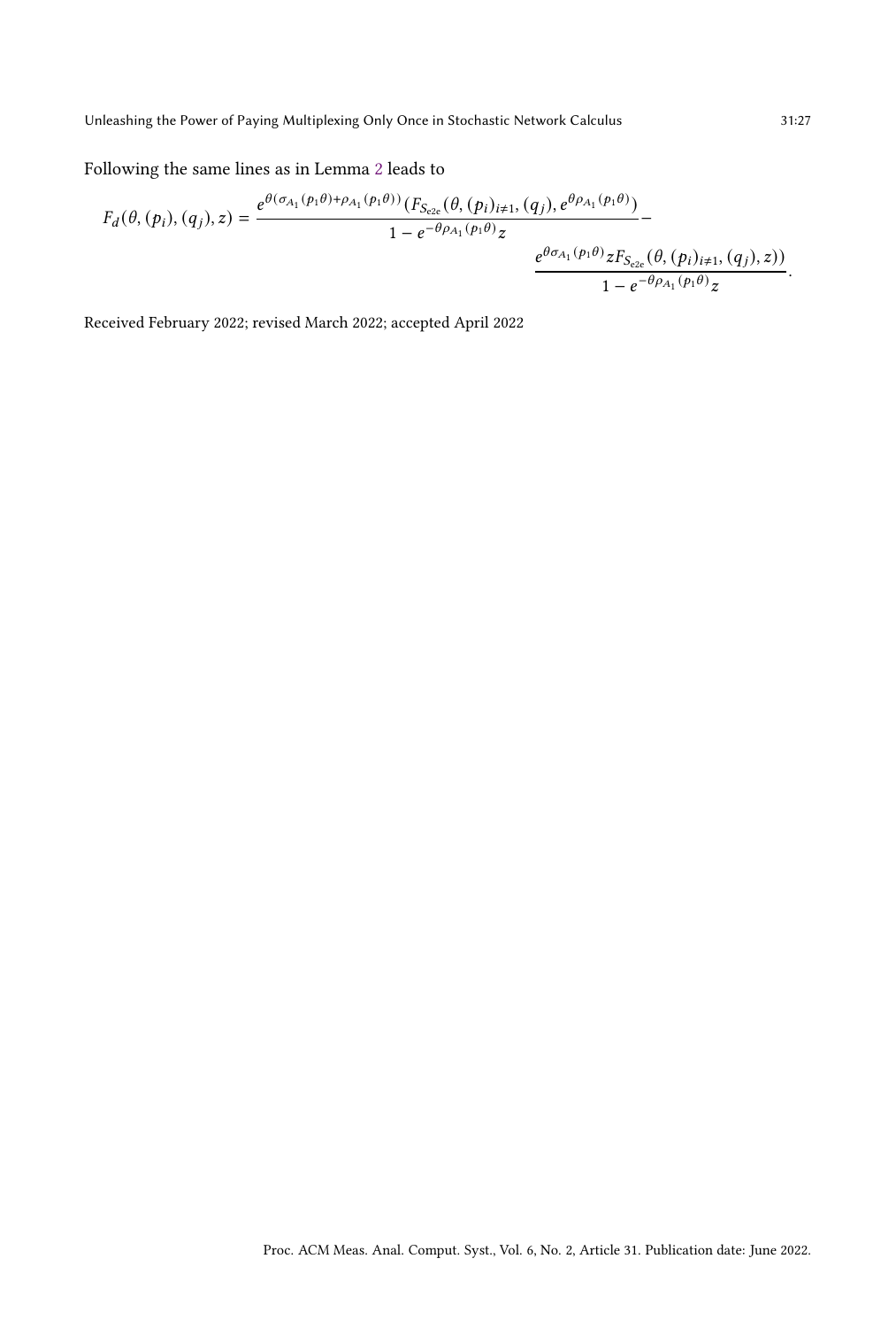Following the same lines as in Lemma 2 leads to

$$F_d(\theta, (p_i), (q_j), z) = \frac{e^{\theta(\sigma_{A_1}(p_1\theta)+\rho_{A_1}(p_1\theta))}(F_{S_{e2e}}(\theta, (p_i)_{i\neq 1}, (q_j), e^{\theta\rho_{A_1}(p_1\theta)})}{1 - e^{-\theta\rho_{A_1}(p_1\theta)}z} - \frac{e^{\theta\sigma_{A_1}(p_1\theta)}zF_{S_{e2e}}(\theta, (p_i)_{i\neq 1}, (q_j), z))}{1 - e^{-\theta\rho_{A_1}(p_1\theta)}z}.$$

Received February 2022; revised March 2022; accepted April 2022